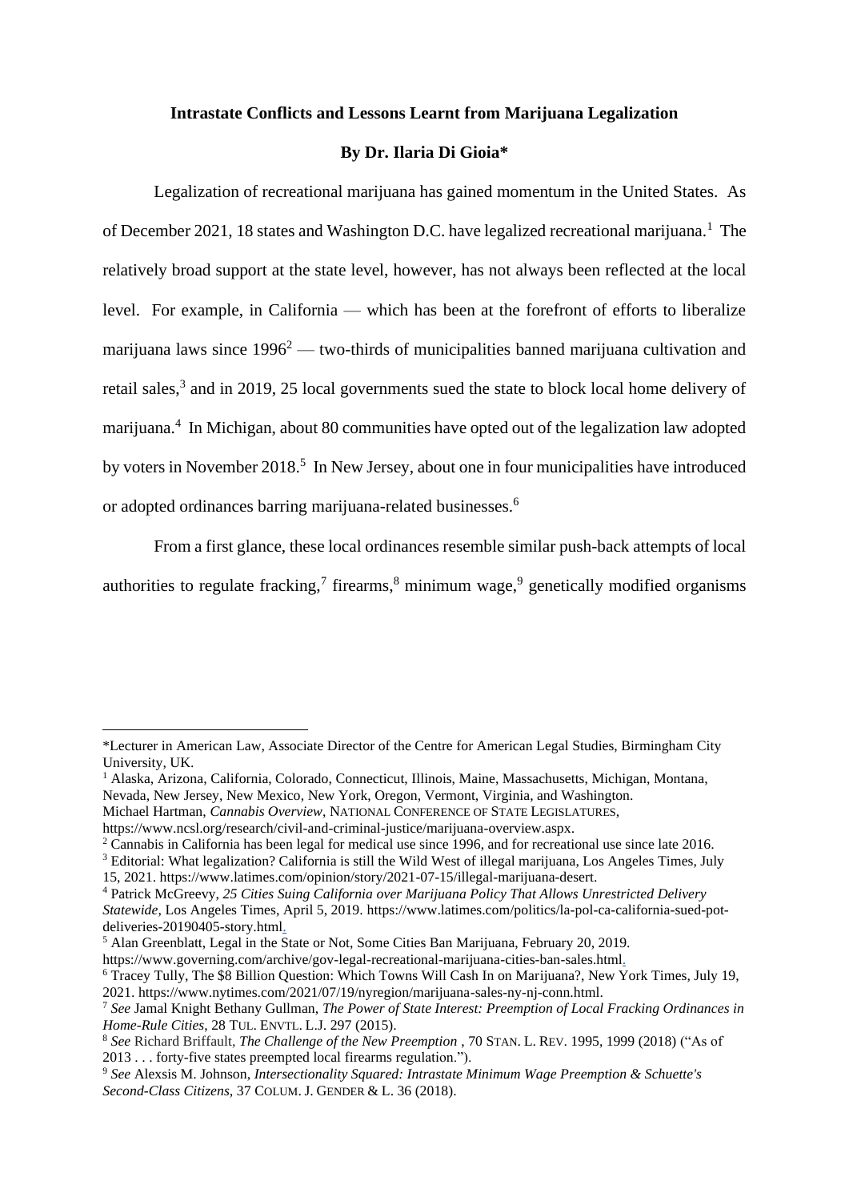**Intrastate Conflicts and Lessons Learnt from Marijuana Legalization**

**By Dr. Ilaria Di Gioia***

Legalization of recreational marijuana has gained momentum in the United States. As of December 2021, 18 states and Washington D.C. have legalized recreational marijuana.[1] The relatively broad support at the state level, however, has not always been reflected at the local level. For example, in California — which has been at the forefront of efforts to liberalize marijuana laws since 1996[2] — two-thirds of municipalities banned marijuana cultivation and retail sales,[3] and in 2019, 25 local governments sued the state to block local home delivery of marijuana.[4] In Michigan, about 80 communities have opted out of the legalization law adopted by voters in November 2018.[5] In New Jersey, about one in four municipalities have introduced or adopted ordinances barring marijuana-related businesses.[6]

From a first glance, these local ordinances resemble similar push-back attempts of local authorities to regulate fracking,[7] firearms,[8] minimum wage,[9] genetically modified organisms

---

*Lecturer in American Law, Associate Director of the Centre for American Legal Studies, Birmingham City University, UK.

[1] Alaska, Arizona, California, Colorado, Connecticut, Illinois, Maine, Massachusetts, Michigan, Montana, Nevada, New Jersey, New Mexico, New York, Oregon, Vermont, Virginia, and Washington. Michael Hartman, *Cannabis Overview*, NATIONAL CONFERENCE OF STATE LEGISLATURES, https://www.ncsl.org/research/civil-and-criminal-justice/marijuana-overview.aspx.

[2] Cannabis in California has been legal for medical use since 1996, and for recreational use since late 2016.

[3] Editorial: What legalization? California is still the Wild West of illegal marijuana, Los Angeles Times, July 15, 2021. https://www.latimes.com/opinion/story/2021-07-15/illegal-marijuana-desert.

[4] Patrick McGreevy, *25 Cities Suing California over Marijuana Policy That Allows Unrestricted Delivery Statewide*, Los Angeles Times, April 5, 2019. https://www.latimes.com/politics/la-pol-ca-california-sued-pot-deliveries-20190405-story.html.

[5] Alan Greenblatt, Legal in the State or Not, Some Cities Ban Marijuana, February 20, 2019. https://www.governing.com/archive/gov-legal-recreational-marijuana-cities-ban-sales.html.

[6] Tracey Tully, The $8 Billion Question: Which Towns Will Cash In on Marijuana?, New York Times, July 19, 2021. https://www.nytimes.com/2021/07/19/nyregion/marijuana-sales-ny-nj-conn.html.

[7] *See* Jamal Knight Bethany Gullman, *The Power of State Interest: Preemption of Local Fracking Ordinances in Home-Rule Cities*, 28 TUL. ENVTL. L.J. 297 (2015).

[8] *See* Richard Briffault, *The Challenge of the New Preemption* , 70 STAN. L. REV. 1995, 1999 (2018) ("As of 2013 . . . forty-five states preempted local firearms regulation.").

[9] *See* Alexsis M. Johnson, *Intersectionality Squared: Intrastate Minimum Wage Preemption & Schuette's Second-Class Citizens*, 37 COLUM. J. GENDER & L. 36 (2018).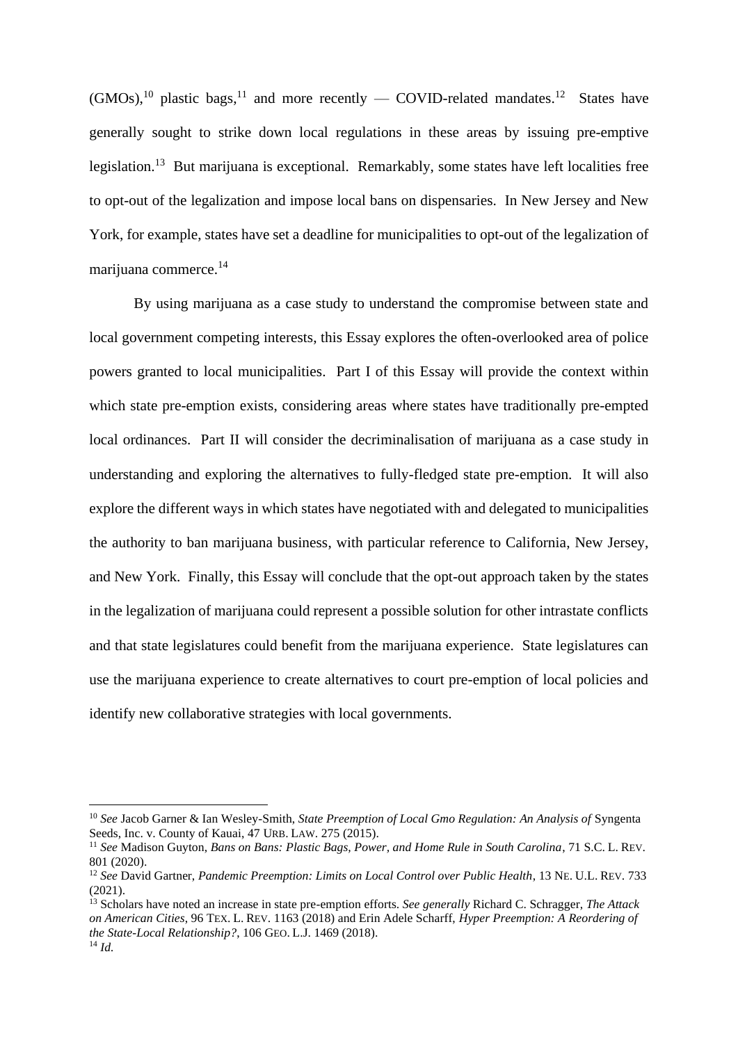(GMOs),[10] plastic bags,[11] and more recently — COVID-related mandates.[12] States have generally sought to strike down local regulations in these areas by issuing pre-emptive legislation.[13] But marijuana is exceptional. Remarkably, some states have left localities free to opt-out of the legalization and impose local bans on dispensaries. In New Jersey and New York, for example, states have set a deadline for municipalities to opt-out of the legalization of marijuana commerce.[14]

By using marijuana as a case study to understand the compromise between state and local government competing interests, this Essay explores the often-overlooked area of police powers granted to local municipalities. Part I of this Essay will provide the context within which state pre-emption exists, considering areas where states have traditionally pre-empted local ordinances. Part II will consider the decriminalisation of marijuana as a case study in understanding and exploring the alternatives to fully-fledged state pre-emption. It will also explore the different ways in which states have negotiated with and delegated to municipalities the authority to ban marijuana business, with particular reference to California, New Jersey, and New York. Finally, this Essay will conclude that the opt-out approach taken by the states in the legalization of marijuana could represent a possible solution for other intrastate conflicts and that state legislatures could benefit from the marijuana experience. State legislatures can use the marijuana experience to create alternatives to court pre-emption of local policies and identify new collaborative strategies with local governments.

---

[10] *See* Jacob Garner & Ian Wesley-Smith, *State Preemption of Local Gmo Regulation: An Analysis of* Syngenta Seeds, Inc. v. County of Kauai, 47 URB. LAW. 275 (2015).

[11] *See* Madison Guyton, *Bans on Bans: Plastic Bags, Power, and Home Rule in South Carolina*, 71 S.C. L. REV. 801 (2020).

[12] *See* David Gartner, *Pandemic Preemption: Limits on Local Control over Public Health*, 13 NE. U.L. REV. 733 (2021).

[13] Scholars have noted an increase in state pre-emption efforts. *See generally* Richard C. Schragger, *The Attack on American Cities*, 96 TEX. L. REV. 1163 (2018) and Erin Adele Scharff, *Hyper Preemption: A Reordering of the State-Local Relationship?*, 106 GEO. L.J. 1469 (2018).

[14] *Id.*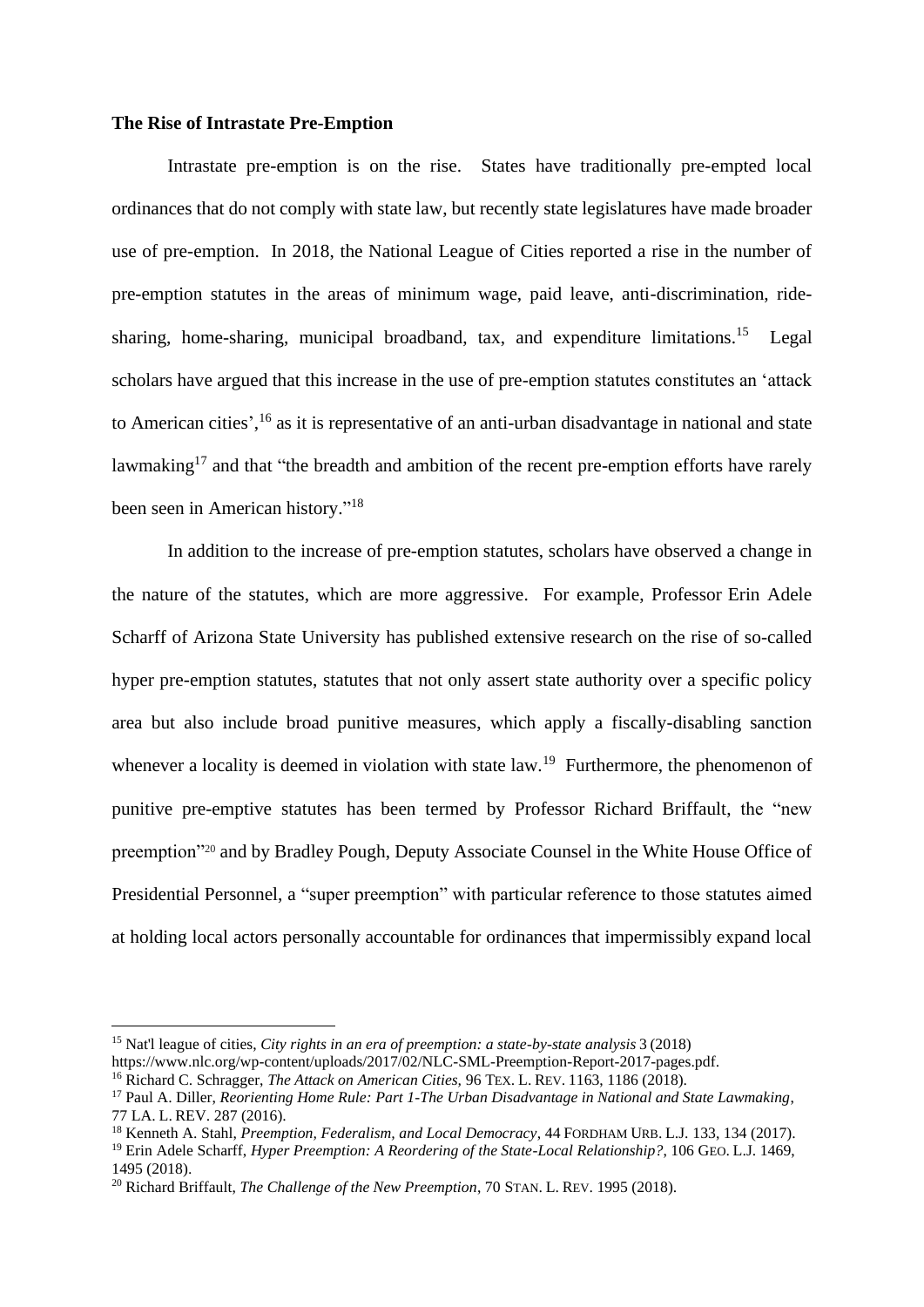**The Rise of Intrastate Pre-Emption**

Intrastate pre-emption is on the rise. States have traditionally pre-empted local ordinances that do not comply with state law, but recently state legislatures have made broader use of pre-emption. In 2018, the National League of Cities reported a rise in the number of pre-emption statutes in the areas of minimum wage, paid leave, anti-discrimination, ride-sharing, home-sharing, municipal broadband, tax, and expenditure limitations.[15] Legal scholars have argued that this increase in the use of pre-emption statutes constitutes an 'attack to American cities',[16] as it is representative of an anti-urban disadvantage in national and state lawmaking[17] and that "the breadth and ambition of the recent pre-emption efforts have rarely been seen in American history."[18]

In addition to the increase of pre-emption statutes, scholars have observed a change in the nature of the statutes, which are more aggressive. For example, Professor Erin Adele Scharff of Arizona State University has published extensive research on the rise of so-called hyper pre-emption statutes, statutes that not only assert state authority over a specific policy area but also include broad punitive measures, which apply a fiscally-disabling sanction whenever a locality is deemed in violation with state law.[19] Furthermore, the phenomenon of punitive pre-emptive statutes has been termed by Professor Richard Briffault, the "new preemption"[20] and by Bradley Pough, Deputy Associate Counsel in the White House Office of Presidential Personnel, a "super preemption" with particular reference to those statutes aimed at holding local actors personally accountable for ordinances that impermissibly expand local

---

[15] Nat'l league of cities, *City rights in an era of preemption: a state-by-state analysis* 3 (2018) https://www.nlc.org/wp-content/uploads/2017/02/NLC-SML-Preemption-Report-2017-pages.pdf.

[16] Richard C. Schragger, *The Attack on American Cities,* 96 TEX. L. REV. 1163, 1186 (2018).

[17] Paul A. Diller, *Reorienting Home Rule: Part 1-The Urban Disadvantage in National and State Lawmaking*, 77 LA. L. REV. 287 (2016).

[18] Kenneth A. Stahl, *Preemption, Federalism, and Local Democracy*, 44 FORDHAM URB. L.J. 133, 134 (2017).

[19] Erin Adele Scharff, *Hyper Preemption: A Reordering of the State-Local Relationship?*, 106 GEO. L.J. 1469, 1495 (2018).

[20] Richard Briffault, *The Challenge of the New Preemption*, 70 STAN. L. REV. 1995 (2018).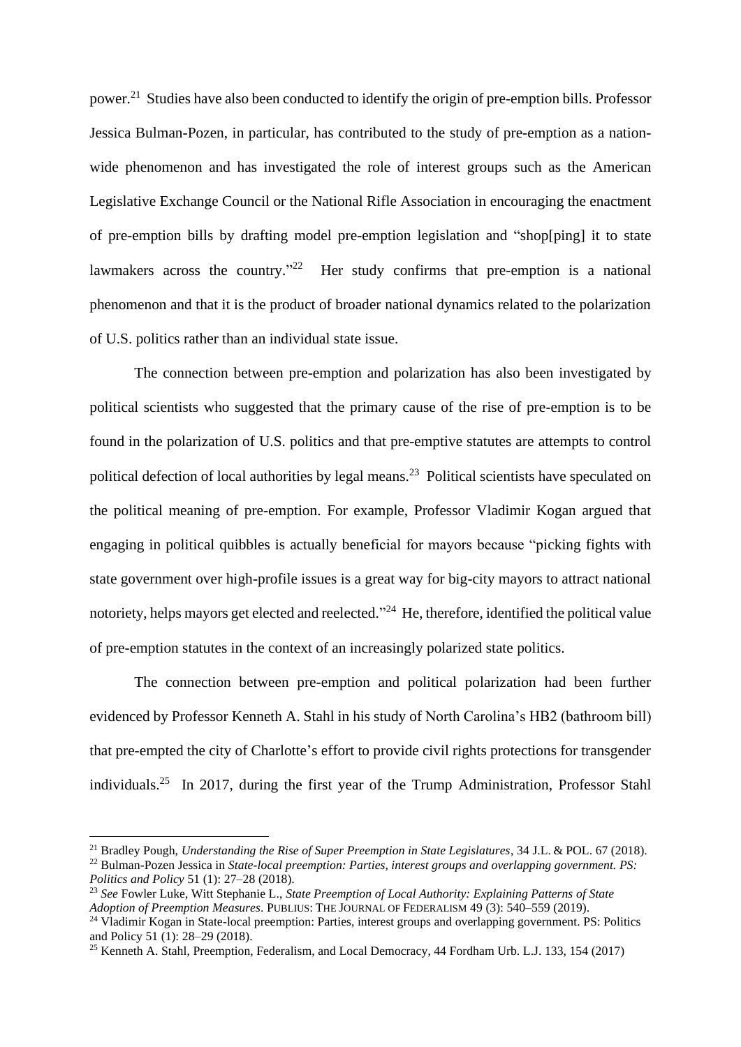power.[21] Studies have also been conducted to identify the origin of pre-emption bills. Professor Jessica Bulman-Pozen, in particular, has contributed to the study of pre-emption as a nation-wide phenomenon and has investigated the role of interest groups such as the American Legislative Exchange Council or the National Rifle Association in encouraging the enactment of pre-emption bills by drafting model pre-emption legislation and "shop[ping] it to state lawmakers across the country."[22] Her study confirms that pre-emption is a national phenomenon and that it is the product of broader national dynamics related to the polarization of U.S. politics rather than an individual state issue.

The connection between pre-emption and polarization has also been investigated by political scientists who suggested that the primary cause of the rise of pre-emption is to be found in the polarization of U.S. politics and that pre-emptive statutes are attempts to control political defection of local authorities by legal means.[23] Political scientists have speculated on the political meaning of pre-emption. For example, Professor Vladimir Kogan argued that engaging in political quibbles is actually beneficial for mayors because "picking fights with state government over high-profile issues is a great way for big-city mayors to attract national notoriety, helps mayors get elected and reelected."[24] He, therefore, identified the political value of pre-emption statutes in the context of an increasingly polarized state politics.

The connection between pre-emption and political polarization had been further evidenced by Professor Kenneth A. Stahl in his study of North Carolina's HB2 (bathroom bill) that pre-empted the city of Charlotte's effort to provide civil rights protections for transgender individuals.[25] In 2017, during the first year of the Trump Administration, Professor Stahl

---

[21] Bradley Pough, *Understanding the Rise of Super Preemption in State Legislatures*, 34 J.L. & POL. 67 (2018).

[22] Bulman-Pozen Jessica in *State-local preemption: Parties, interest groups and overlapping government. PS: Politics and Policy* 51 (1): 27–28 (2018).

[23] *See* Fowler Luke, Witt Stephanie L., *State Preemption of Local Authority: Explaining Patterns of State Adoption of Preemption Measures*. PUBLIUS: THE JOURNAL OF FEDERALISM 49 (3): 540–559 (2019).

[24] Vladimir Kogan in State-local preemption: Parties, interest groups and overlapping government. PS: Politics and Policy 51 (1): 28–29 (2018).

[25] Kenneth A. Stahl, Preemption, Federalism, and Local Democracy, 44 Fordham Urb. L.J. 133, 154 (2017)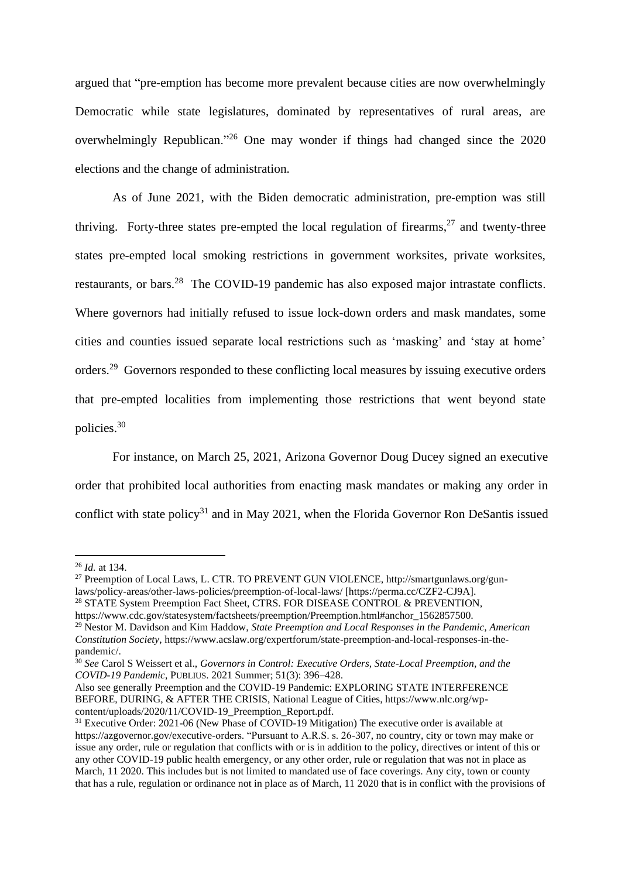argued that "pre-emption has become more prevalent because cities are now overwhelmingly Democratic while state legislatures, dominated by representatives of rural areas, are overwhelmingly Republican."[26] One may wonder if things had changed since the 2020 elections and the change of administration.

As of June 2021, with the Biden democratic administration, pre-emption was still thriving. Forty-three states pre-empted the local regulation of firearms,[27] and twenty-three states pre-empted local smoking restrictions in government worksites, private worksites, restaurants, or bars.[28] The COVID-19 pandemic has also exposed major intrastate conflicts. Where governors had initially refused to issue lock-down orders and mask mandates, some cities and counties issued separate local restrictions such as 'masking' and 'stay at home' orders.[29] Governors responded to these conflicting local measures by issuing executive orders that pre-empted localities from implementing those restrictions that went beyond state policies.[30]

For instance, on March 25, 2021, Arizona Governor Doug Ducey signed an executive order that prohibited local authorities from enacting mask mandates or making any order in conflict with state policy[31] and in May 2021, when the Florida Governor Ron DeSantis issued

---

[26] *Id.* at 134.

[27] Preemption of Local Laws, L. CTR. TO PREVENT GUN VIOLENCE, http://smartgunlaws.org/gun-laws/policy-areas/other-laws-policies/preemption-of-local-laws/ [https://perma.cc/CZF2-CJ9A].

[28] STATE System Preemption Fact Sheet, CTRS. FOR DISEASE CONTROL & PREVENTION, https://www.cdc.gov/statesystem/factsheets/preemption/Preemption.html#anchor_1562857500.

[29] Nestor M. Davidson and Kim Haddow, *State Preemption and Local Responses in the Pandemic, American Constitution Society*, https://www.acslaw.org/expertforum/state-preemption-and-local-responses-in-the-pandemic/.

[30] *See* Carol S Weissert et al., *Governors in Control: Executive Orders, State-Local Preemption, and the COVID-19 Pandemic*, PUBLIUS. 2021 Summer; 51(3): 396–428.
Also see generally Preemption and the COVID-19 Pandemic: EXPLORING STATE INTERFERENCE BEFORE, DURING, & AFTER THE CRISIS, National League of Cities, https://www.nlc.org/wp-content/uploads/2020/11/COVID-19_Preemption_Report.pdf.

[31] Executive Order: 2021-06 (New Phase of COVID-19 Mitigation) The executive order is available at https://azgovernor.gov/executive-orders. "Pursuant to A.R.S. s. 26-307, no country, city or town may make or issue any order, rule or regulation that conflicts with or is in addition to the policy, directives or intent of this or any other COVID-19 public health emergency, or any other order, rule or regulation that was not in place as March, 11 2020. This includes but is not limited to mandated use of face coverings. Any city, town or county that has a rule, regulation or ordinance not in place as of March, 11 2020 that is in conflict with the provisions of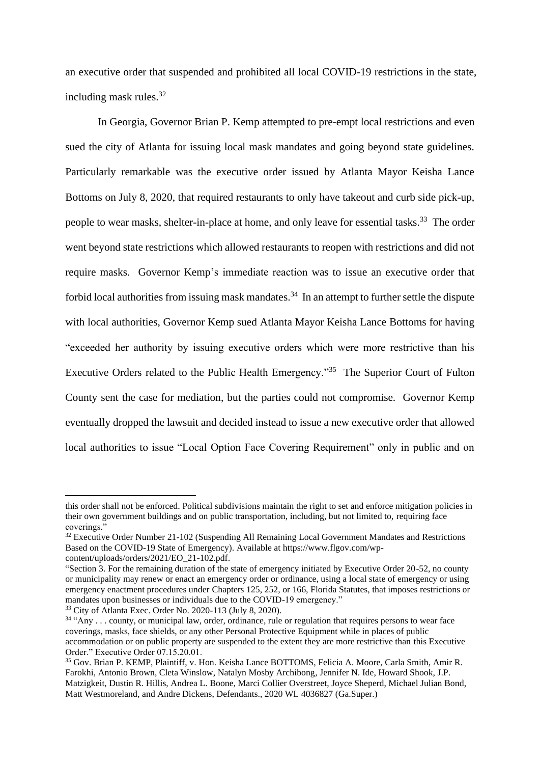an executive order that suspended and prohibited all local COVID-19 restrictions in the state, including mask rules.[32]

In Georgia, Governor Brian P. Kemp attempted to pre-empt local restrictions and even sued the city of Atlanta for issuing local mask mandates and going beyond state guidelines. Particularly remarkable was the executive order issued by Atlanta Mayor Keisha Lance Bottoms on July 8, 2020, that required restaurants to only have takeout and curb side pick-up, people to wear masks, shelter-in-place at home, and only leave for essential tasks.[33] The order went beyond state restrictions which allowed restaurants to reopen with restrictions and did not require masks. Governor Kemp's immediate reaction was to issue an executive order that forbid local authorities from issuing mask mandates.[34] In an attempt to further settle the dispute with local authorities, Governor Kemp sued Atlanta Mayor Keisha Lance Bottoms for having "exceeded her authority by issuing executive orders which were more restrictive than his Executive Orders related to the Public Health Emergency."[35] The Superior Court of Fulton County sent the case for mediation, but the parties could not compromise. Governor Kemp eventually dropped the lawsuit and decided instead to issue a new executive order that allowed local authorities to issue "Local Option Face Covering Requirement" only in public and on

---

this order shall not be enforced. Political subdivisions maintain the right to set and enforce mitigation policies in their own government buildings and on public transportation, including, but not limited to, requiring face coverings."

[32] Executive Order Number 21-102 (Suspending All Remaining Local Government Mandates and Restrictions Based on the COVID-19 State of Emergency). Available at https://www.flgov.com/wp-content/uploads/orders/2021/EO_21-102.pdf.
"Section 3. For the remaining duration of the state of emergency initiated by Executive Order 20-52, no county or municipality may renew or enact an emergency order or ordinance, using a local state of emergency or using emergency enactment procedures under Chapters 125, 252, or 166, Florida Statutes, that imposes restrictions or mandates upon businesses or individuals due to the COVID-19 emergency."

[33] City of Atlanta Exec. Order No. 2020-113 (July 8, 2020).

[34] "Any . . . county, or municipal law, order, ordinance, rule or regulation that requires persons to wear face coverings, masks, face shields, or any other Personal Protective Equipment while in places of public accommodation or on public property are suspended to the extent they are more restrictive than this Executive Order." Executive Order 07.15.20.01.

[35] Gov. Brian P. KEMP, Plaintiff, v. Hon. Keisha Lance BOTTOMS, Felicia A. Moore, Carla Smith, Amir R. Farokhi, Antonio Brown, Cleta Winslow, Natalyn Mosby Archibong, Jennifer N. Ide, Howard Shook, J.P. Matzigkeit, Dustin R. Hillis, Andrea L. Boone, Marci Collier Overstreet, Joyce Sheperd, Michael Julian Bond, Matt Westmoreland, and Andre Dickens, Defendants., 2020 WL 4036827 (Ga.Super.)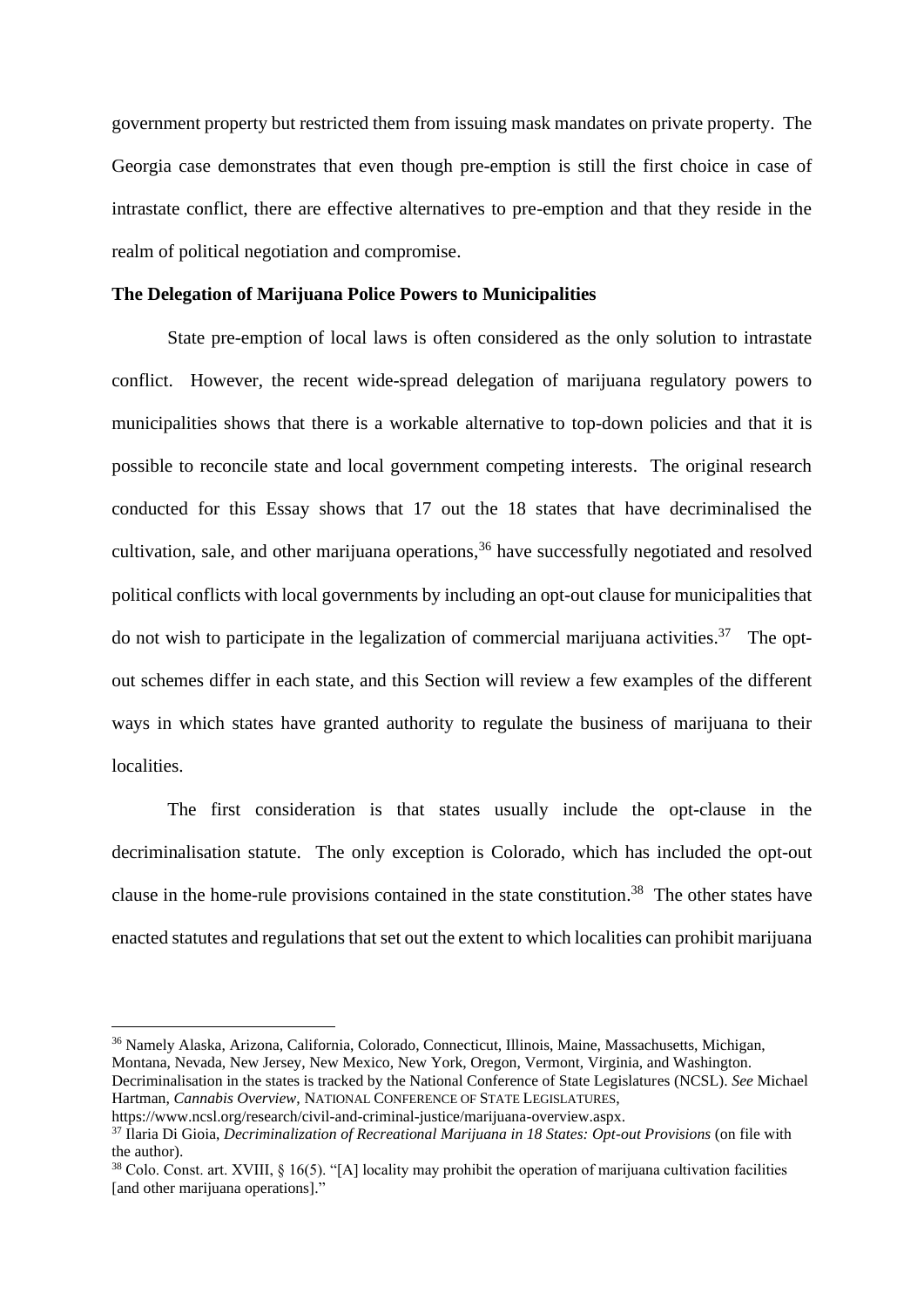government property but restricted them from issuing mask mandates on private property. The Georgia case demonstrates that even though pre-emption is still the first choice in case of intrastate conflict, there are effective alternatives to pre-emption and that they reside in the realm of political negotiation and compromise.

**The Delegation of Marijuana Police Powers to Municipalities**

State pre-emption of local laws is often considered as the only solution to intrastate conflict. However, the recent wide-spread delegation of marijuana regulatory powers to municipalities shows that there is a workable alternative to top-down policies and that it is possible to reconcile state and local government competing interests. The original research conducted for this Essay shows that 17 out the 18 states that have decriminalised the cultivation, sale, and other marijuana operations,[36] have successfully negotiated and resolved political conflicts with local governments by including an opt-out clause for municipalities that do not wish to participate in the legalization of commercial marijuana activities.[37] The opt-out schemes differ in each state, and this Section will review a few examples of the different ways in which states have granted authority to regulate the business of marijuana to their localities.

The first consideration is that states usually include the opt-clause in the decriminalisation statute. The only exception is Colorado, which has included the opt-out clause in the home-rule provisions contained in the state constitution.[38] The other states have enacted statutes and regulations that set out the extent to which localities can prohibit marijuana

---

[36] Namely Alaska, Arizona, California, Colorado, Connecticut, Illinois, Maine, Massachusetts, Michigan, Montana, Nevada, New Jersey, New Mexico, New York, Oregon, Vermont, Virginia, and Washington. Decriminalisation in the states is tracked by the National Conference of State Legislatures (NCSL). *See* Michael Hartman, *Cannabis Overview*, NATIONAL CONFERENCE OF STATE LEGISLATURES, https://www.ncsl.org/research/civil-and-criminal-justice/marijuana-overview.aspx.

[37] Ilaria Di Gioia, *Decriminalization of Recreational Marijuana in 18 States: Opt-out Provisions* (on file with the author).

[38] Colo. Const. art. XVIII, § 16(5). "[A] locality may prohibit the operation of marijuana cultivation facilities [and other marijuana operations]."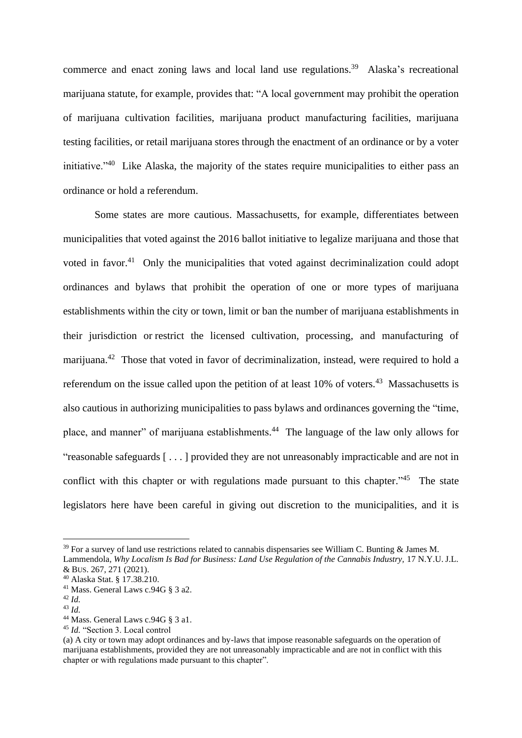commerce and enact zoning laws and local land use regulations.[39] Alaska's recreational marijuana statute, for example, provides that: "A local government may prohibit the operation of marijuana cultivation facilities, marijuana product manufacturing facilities, marijuana testing facilities, or retail marijuana stores through the enactment of an ordinance or by a voter initiative."[40] Like Alaska, the majority of the states require municipalities to either pass an ordinance or hold a referendum.

Some states are more cautious. Massachusetts, for example, differentiates between municipalities that voted against the 2016 ballot initiative to legalize marijuana and those that voted in favor.[41] Only the municipalities that voted against decriminalization could adopt ordinances and bylaws that prohibit the operation of one or more types of marijuana establishments within the city or town, limit or ban the number of marijuana establishments in their jurisdiction or restrict the licensed cultivation, processing, and manufacturing of marijuana.[42] Those that voted in favor of decriminalization, instead, were required to hold a referendum on the issue called upon the petition of at least 10% of voters.[43] Massachusetts is also cautious in authorizing municipalities to pass bylaws and ordinances governing the "time, place, and manner" of marijuana establishments.[44] The language of the law only allows for "reasonable safeguards [ . . . ] provided they are not unreasonably impracticable and are not in conflict with this chapter or with regulations made pursuant to this chapter."[45] The state legislators here have been careful in giving out discretion to the municipalities, and it is

---

[39] For a survey of land use restrictions related to cannabis dispensaries see William C. Bunting & James M. Lammendola, *Why Localism Is Bad for Business: Land Use Regulation of the Cannabis Industry,* 17 N.Y.U. J.L. & BUS. 267, 271 (2021).

[40] Alaska Stat. § 17.38.210.

[41] Mass. General Laws c.94G § 3 a2.

[42] *Id.*

[43] *Id.*

[44] Mass. General Laws c.94G § 3 a1.

[45] *Id.* "Section 3. Local control
(a) A city or town may adopt ordinances and by-laws that impose reasonable safeguards on the operation of marijuana establishments, provided they are not unreasonably impracticable and are not in conflict with this chapter or with regulations made pursuant to this chapter".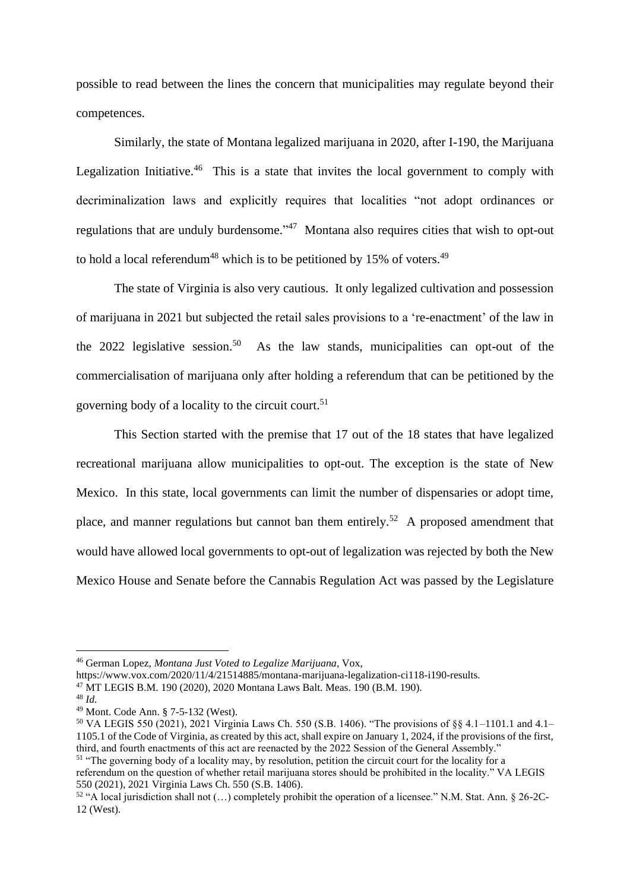possible to read between the lines the concern that municipalities may regulate beyond their competences.

Similarly, the state of Montana legalized marijuana in 2020, after I-190, the Marijuana Legalization Initiative.[46] This is a state that invites the local government to comply with decriminalization laws and explicitly requires that localities "not adopt ordinances or regulations that are unduly burdensome."[47] Montana also requires cities that wish to opt-out to hold a local referendum[48] which is to be petitioned by 15% of voters.[49]

The state of Virginia is also very cautious. It only legalized cultivation and possession of marijuana in 2021 but subjected the retail sales provisions to a 're-enactment' of the law in the 2022 legislative session.[50] As the law stands, municipalities can opt-out of the commercialisation of marijuana only after holding a referendum that can be petitioned by the governing body of a locality to the circuit court.[51]

This Section started with the premise that 17 out of the 18 states that have legalized recreational marijuana allow municipalities to opt-out. The exception is the state of New Mexico. In this state, local governments can limit the number of dispensaries or adopt time, place, and manner regulations but cannot ban them entirely.[52] A proposed amendment that would have allowed local governments to opt-out of legalization was rejected by both the New Mexico House and Senate before the Cannabis Regulation Act was passed by the Legislature

---

[46] German Lopez, *Montana Just Voted to Legalize Marijuana*, Vox, https://www.vox.com/2020/11/4/21514885/montana-marijuana-legalization-ci118-i190-results.

[47] MT LEGIS B.M. 190 (2020), 2020 Montana Laws Balt. Meas. 190 (B.M. 190).

[48] *Id.*

[49] Mont. Code Ann. § 7-5-132 (West).

[50] VA LEGIS 550 (2021), 2021 Virginia Laws Ch. 550 (S.B. 1406). "The provisions of §§ 4.1–1101.1 and 4.1–1105.1 of the Code of Virginia, as created by this act, shall expire on January 1, 2024, if the provisions of the first, third, and fourth enactments of this act are reenacted by the 2022 Session of the General Assembly."

[51] "The governing body of a locality may, by resolution, petition the circuit court for the locality for a referendum on the question of whether retail marijuana stores should be prohibited in the locality." VA LEGIS 550 (2021), 2021 Virginia Laws Ch. 550 (S.B. 1406).

[52] "A local jurisdiction shall not (…) completely prohibit the operation of a licensee." N.M. Stat. Ann. § 26-2C-12 (West).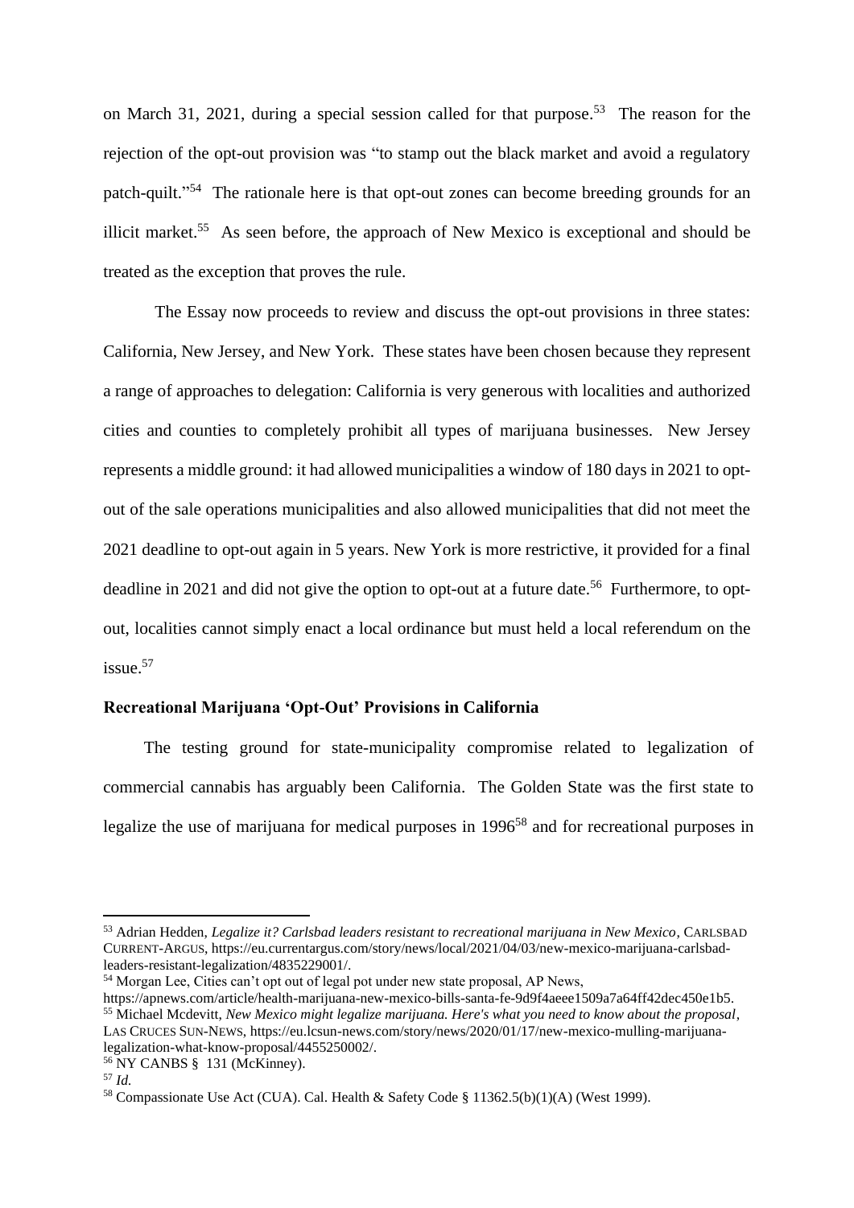on March 31, 2021, during a special session called for that purpose.[53] The reason for the rejection of the opt-out provision was "to stamp out the black market and avoid a regulatory patch-quilt."[54] The rationale here is that opt-out zones can become breeding grounds for an illicit market.[55] As seen before, the approach of New Mexico is exceptional and should be treated as the exception that proves the rule.

The Essay now proceeds to review and discuss the opt-out provisions in three states: California, New Jersey, and New York. These states have been chosen because they represent a range of approaches to delegation: California is very generous with localities and authorized cities and counties to completely prohibit all types of marijuana businesses. New Jersey represents a middle ground: it had allowed municipalities a window of 180 days in 2021 to opt-out of the sale operations municipalities and also allowed municipalities that did not meet the 2021 deadline to opt-out again in 5 years. New York is more restrictive, it provided for a final deadline in 2021 and did not give the option to opt-out at a future date.[56] Furthermore, to opt-out, localities cannot simply enact a local ordinance but must held a local referendum on the issue.[57]

**Recreational Marijuana 'Opt-Out' Provisions in California**

The testing ground for state-municipality compromise related to legalization of commercial cannabis has arguably been California. The Golden State was the first state to legalize the use of marijuana for medical purposes in 1996[58] and for recreational purposes in

---

[53] Adrian Hedden, *Legalize it? Carlsbad leaders resistant to recreational marijuana in New Mexico*, CARLSBAD CURRENT-ARGUS, https://eu.currentargus.com/story/news/local/2021/04/03/new-mexico-marijuana-carlsbad-leaders-resistant-legalization/4835229001/.

[54] Morgan Lee, Cities can't opt out of legal pot under new state proposal, AP News, https://apnews.com/article/health-marijuana-new-mexico-bills-santa-fe-9d9f4aeee1509a7a64ff42dec450e1b5.

[55] Michael Mcdevitt, *New Mexico might legalize marijuana. Here's what you need to know about the proposal*, LAS CRUCES SUN-NEWS, https://eu.lcsun-news.com/story/news/2020/01/17/new-mexico-mulling-marijuana-legalization-what-know-proposal/4455250002/.

[56] NY CANBS § 131 (McKinney).

[57] *Id.*

[58] Compassionate Use Act (CUA). Cal. Health & Safety Code § 11362.5(b)(1)(A) (West 1999).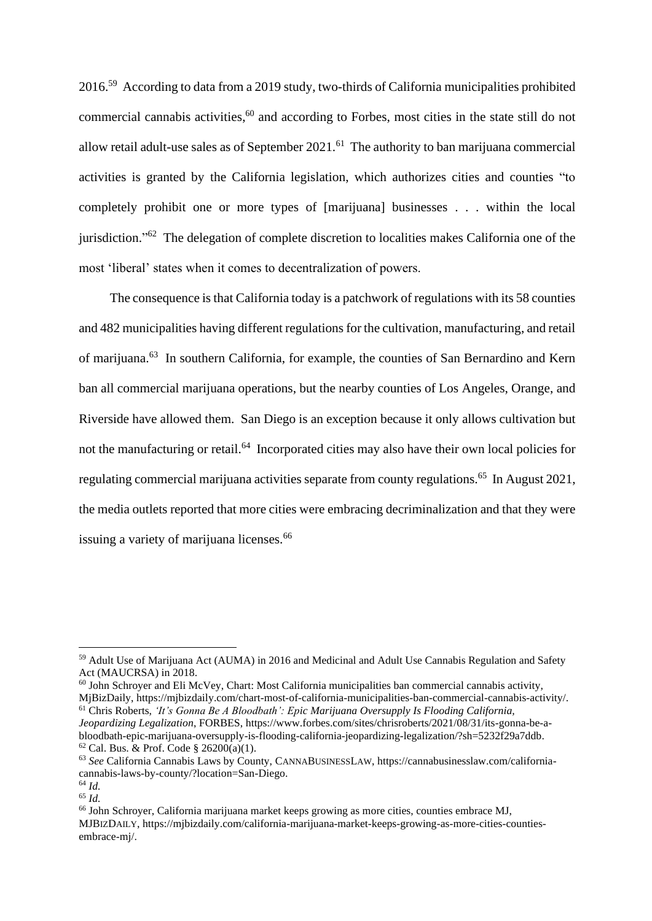2016.[59] According to data from a 2019 study, two-thirds of California municipalities prohibited commercial cannabis activities,[60] and according to Forbes, most cities in the state still do not allow retail adult-use sales as of September 2021.[61] The authority to ban marijuana commercial activities is granted by the California legislation, which authorizes cities and counties "to completely prohibit one or more types of [marijuana] businesses . . . within the local jurisdiction."[62] The delegation of complete discretion to localities makes California one of the most 'liberal' states when it comes to decentralization of powers.

The consequence is that California today is a patchwork of regulations with its 58 counties and 482 municipalities having different regulations for the cultivation, manufacturing, and retail of marijuana.[63] In southern California, for example, the counties of San Bernardino and Kern ban all commercial marijuana operations, but the nearby counties of Los Angeles, Orange, and Riverside have allowed them. San Diego is an exception because it only allows cultivation but not the manufacturing or retail.[64] Incorporated cities may also have their own local policies for regulating commercial marijuana activities separate from county regulations.[65] In August 2021, the media outlets reported that more cities were embracing decriminalization and that they were issuing a variety of marijuana licenses.[66]

---

[59] Adult Use of Marijuana Act (AUMA) in 2016 and Medicinal and Adult Use Cannabis Regulation and Safety Act (MAUCRSA) in 2018.

[60] John Schroyer and Eli McVey, Chart: Most California municipalities ban commercial cannabis activity, MjBizDaily, https://mjbizdaily.com/chart-most-of-california-municipalities-ban-commercial-cannabis-activity/.

[61] Chris Roberts, *'It's Gonna Be A Bloodbath': Epic Marijuana Oversupply Is Flooding California, Jeopardizing Legalization*, FORBES, https://www.forbes.com/sites/chrisroberts/2021/08/31/its-gonna-be-a-bloodbath-epic-marijuana-oversupply-is-flooding-california-jeopardizing-legalization/?sh=5232f29a7ddb.

[62] Cal. Bus. & Prof. Code § 26200(a)(1).

[63] *See* California Cannabis Laws by County, CANNABUSINESSLAW, https://cannabusinesslaw.com/california-cannabis-laws-by-county/?location=San-Diego.

[64] *Id.*

[65] *Id.*

[66] John Schroyer, California marijuana market keeps growing as more cities, counties embrace MJ, MJBIZDAILY, https://mjbizdaily.com/california-marijuana-market-keeps-growing-as-more-cities-counties-embrace-mj/.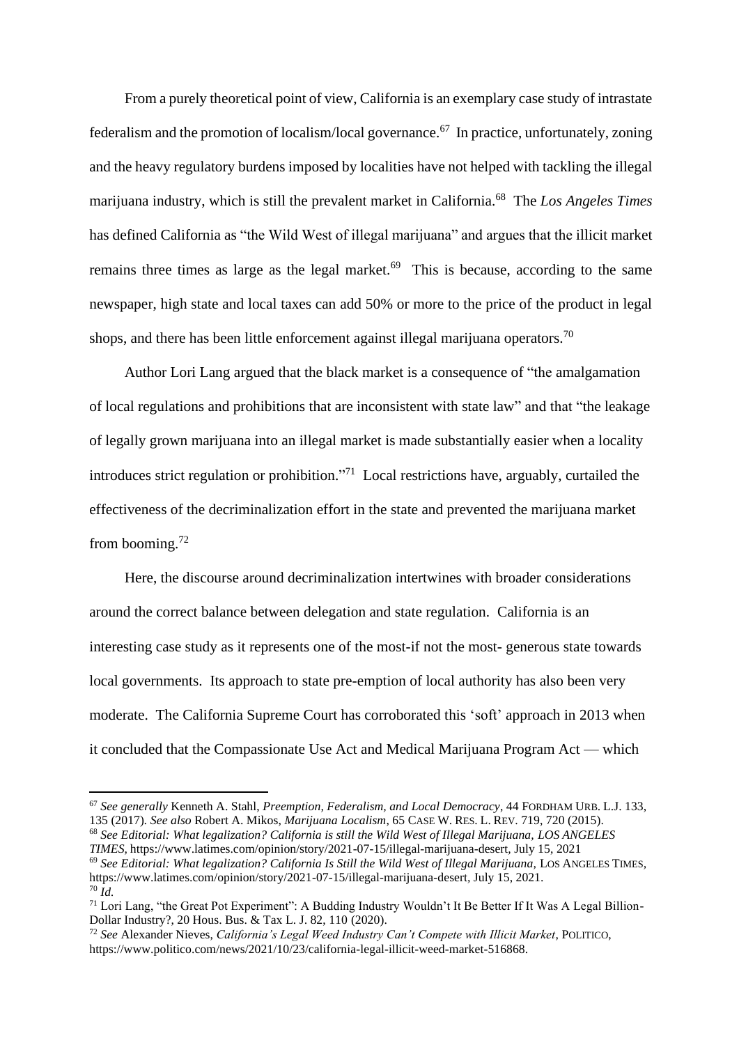From a purely theoretical point of view, California is an exemplary case study of intrastate federalism and the promotion of localism/local governance.[67] In practice, unfortunately, zoning and the heavy regulatory burdens imposed by localities have not helped with tackling the illegal marijuana industry, which is still the prevalent market in California.[68] The *Los Angeles Times* has defined California as "the Wild West of illegal marijuana" and argues that the illicit market remains three times as large as the legal market.[69] This is because, according to the same newspaper, high state and local taxes can add 50% or more to the price of the product in legal shops, and there has been little enforcement against illegal marijuana operators.[70]

Author Lori Lang argued that the black market is a consequence of "the amalgamation of local regulations and prohibitions that are inconsistent with state law" and that "the leakage of legally grown marijuana into an illegal market is made substantially easier when a locality introduces strict regulation or prohibition."[71] Local restrictions have, arguably, curtailed the effectiveness of the decriminalization effort in the state and prevented the marijuana market from booming.[72]

Here, the discourse around decriminalization intertwines with broader considerations around the correct balance between delegation and state regulation. California is an interesting case study as it represents one of the most-if not the most- generous state towards local governments. Its approach to state pre-emption of local authority has also been very moderate. The California Supreme Court has corroborated this 'soft' approach in 2013 when it concluded that the Compassionate Use Act and Medical Marijuana Program Act — which

---

[67] *See generally* Kenneth A. Stahl, *Preemption, Federalism, and Local Democracy*, 44 FORDHAM URB. L.J. 133, 135 (2017). *See also* Robert A. Mikos, *Marijuana Localism*, 65 CASE W. RES. L. REV. 719, 720 (2015).

[68] *See Editorial: What legalization? California is still the Wild West of Illegal Marijuana, LOS ANGELES TIMES*, https://www.latimes.com/opinion/story/2021-07-15/illegal-marijuana-desert, July 15, 2021

[69] *See Editorial: What legalization? California Is Still the Wild West of Illegal Marijuana*, LOS ANGELES TIMES, https://www.latimes.com/opinion/story/2021-07-15/illegal-marijuana-desert, July 15, 2021.

[70] *Id.*

[71] Lori Lang, "the Great Pot Experiment": A Budding Industry Wouldn't It Be Better If It Was A Legal Billion-Dollar Industry?, 20 Hous. Bus. & Tax L. J. 82, 110 (2020).

[72] *See* Alexander Nieves, *California's Legal Weed Industry Can't Compete with Illicit Market*, POLITICO, https://www.politico.com/news/2021/10/23/california-legal-illicit-weed-market-516868.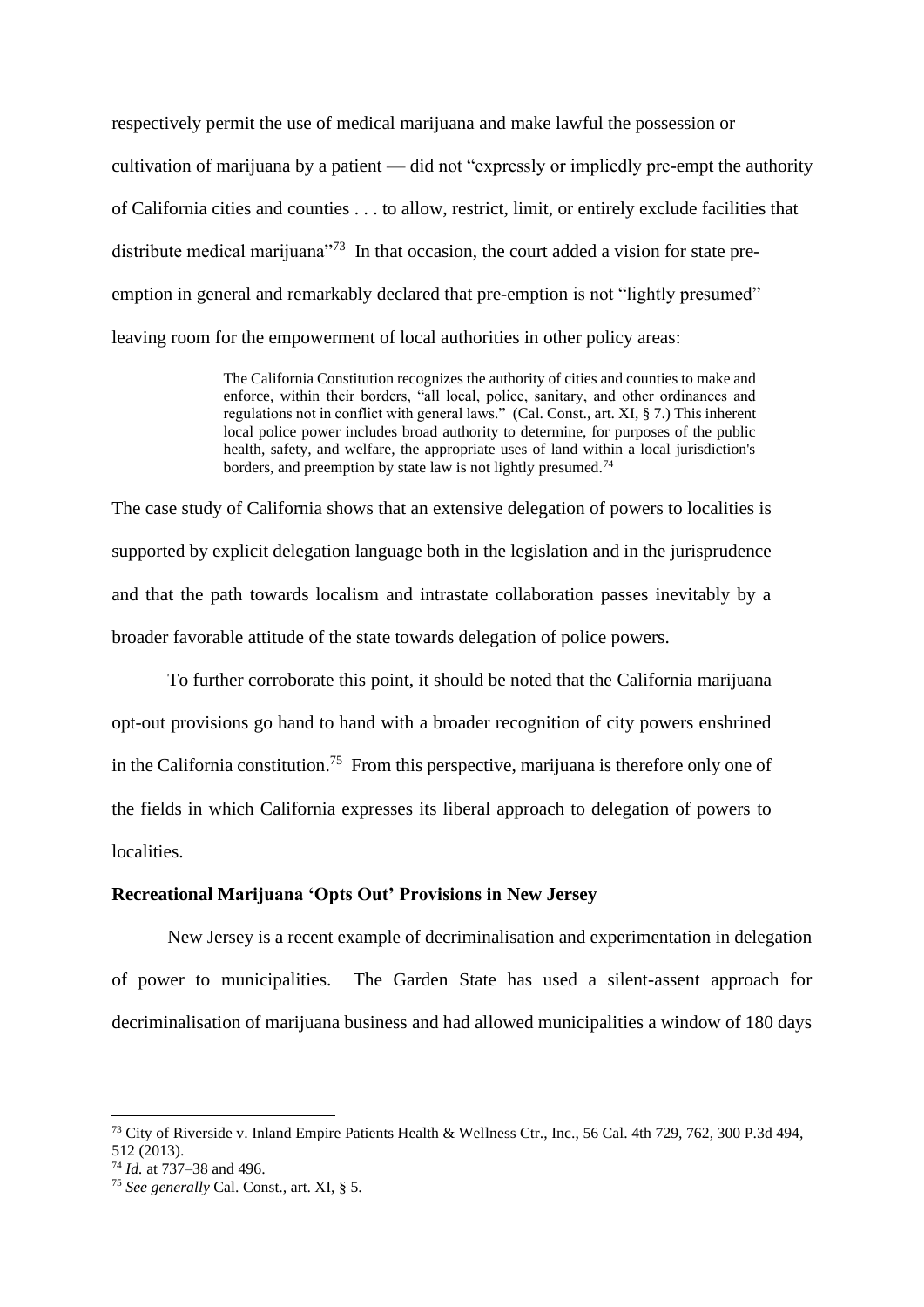respectively permit the use of medical marijuana and make lawful the possession or cultivation of marijuana by a patient — did not "expressly or impliedly pre-empt the authority of California cities and counties . . . to allow, restrict, limit, or entirely exclude facilities that distribute medical marijuana"[73] In that occasion, the court added a vision for state pre-emption in general and remarkably declared that pre-emption is not "lightly presumed" leaving room for the empowerment of local authorities in other policy areas:

> The California Constitution recognizes the authority of cities and counties to make and enforce, within their borders, "all local, police, sanitary, and other ordinances and regulations not in conflict with general laws." (Cal. Const., art. XI, § 7.) This inherent local police power includes broad authority to determine, for purposes of the public health, safety, and welfare, the appropriate uses of land within a local jurisdiction's borders, and preemption by state law is not lightly presumed.[74]

The case study of California shows that an extensive delegation of powers to localities is supported by explicit delegation language both in the legislation and in the jurisprudence and that the path towards localism and intrastate collaboration passes inevitably by a broader favorable attitude of the state towards delegation of police powers.

To further corroborate this point, it should be noted that the California marijuana opt-out provisions go hand to hand with a broader recognition of city powers enshrined in the California constitution.[75] From this perspective, marijuana is therefore only one of the fields in which California expresses its liberal approach to delegation of powers to localities.

**Recreational Marijuana 'Opts Out' Provisions in New Jersey**

New Jersey is a recent example of decriminalisation and experimentation in delegation of power to municipalities. The Garden State has used a silent-assent approach for decriminalisation of marijuana business and had allowed municipalities a window of 180 days

---

[73] City of Riverside v. Inland Empire Patients Health & Wellness Ctr., Inc., 56 Cal. 4th 729, 762, 300 P.3d 494, 512 (2013).

[74] *Id.* at 737–38 and 496.

[75] *See generally* Cal. Const., art. XI, § 5.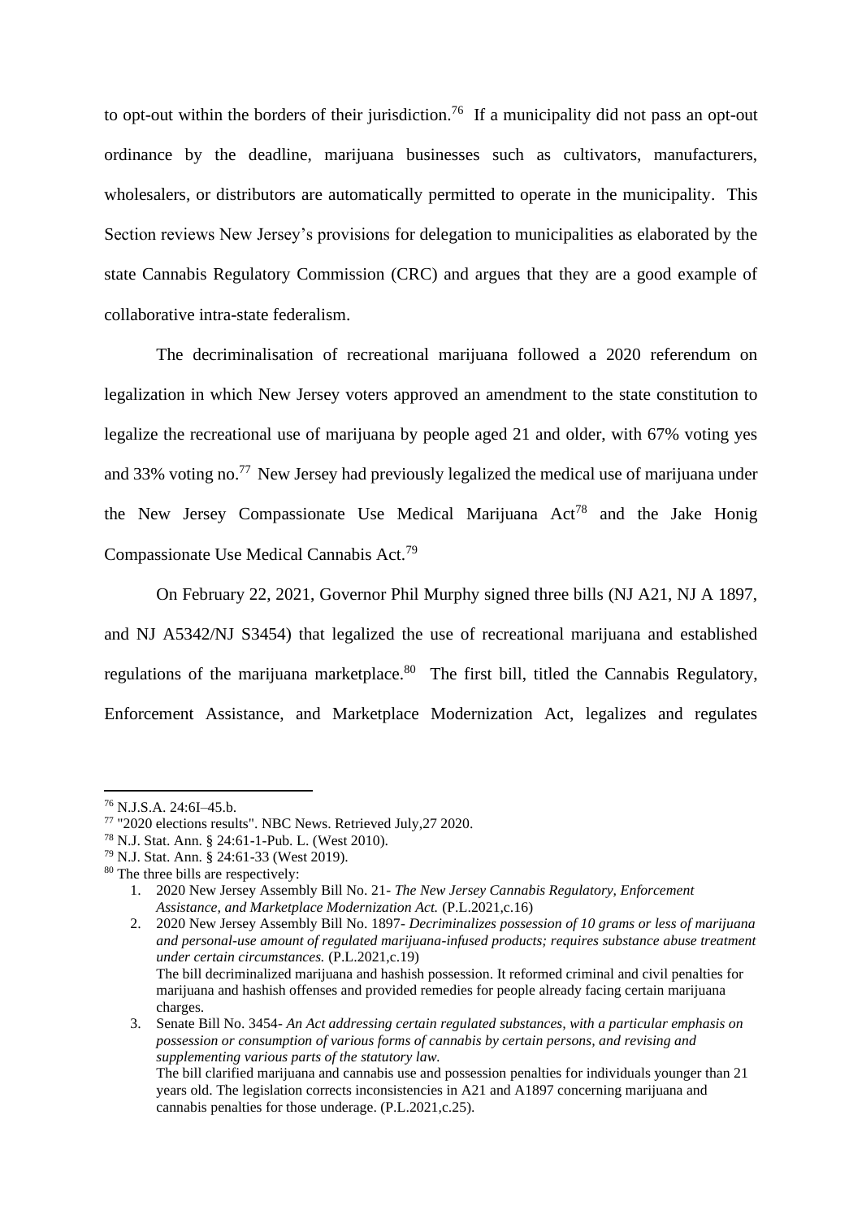to opt-out within the borders of their jurisdiction.[76] If a municipality did not pass an opt-out ordinance by the deadline, marijuana businesses such as cultivators, manufacturers, wholesalers, or distributors are automatically permitted to operate in the municipality. This Section reviews New Jersey's provisions for delegation to municipalities as elaborated by the state Cannabis Regulatory Commission (CRC) and argues that they are a good example of collaborative intra-state federalism.

The decriminalisation of recreational marijuana followed a 2020 referendum on legalization in which New Jersey voters approved an amendment to the state constitution to legalize the recreational use of marijuana by people aged 21 and older, with 67% voting yes and 33% voting no.[77] New Jersey had previously legalized the medical use of marijuana under the New Jersey Compassionate Use Medical Marijuana Act[78] and the Jake Honig Compassionate Use Medical Cannabis Act.[79]

On February 22, 2021, Governor Phil Murphy signed three bills (NJ A21, NJ A 1897, and NJ A5342/NJ S3454) that legalized the use of recreational marijuana and established regulations of the marijuana marketplace.[80] The first bill, titled the Cannabis Regulatory, Enforcement Assistance, and Marketplace Modernization Act, legalizes and regulates

---

[76] N.J.S.A. 24:6I–45.b.

[77] "2020 elections results". NBC News. Retrieved July,27 2020.

[78] N.J. Stat. Ann. § 24:61-1-Pub. L. (West 2010).

[79] N.J. Stat. Ann. § 24:61-33 (West 2019).

[80] The three bills are respectively:

1. 2020 New Jersey Assembly Bill No. 21- *The New Jersey Cannabis Regulatory, Enforcement Assistance, and Marketplace Modernization Act.* (P.L.2021,c.16)
2. 2020 New Jersey Assembly Bill No. 1897- *Decriminalizes possession of 10 grams or less of marijuana and personal-use amount of regulated marijuana-infused products; requires substance abuse treatment under certain circumstances.* (P.L.2021,c.19)
   The bill decriminalized marijuana and hashish possession. It reformed criminal and civil penalties for marijuana and hashish offenses and provided remedies for people already facing certain marijuana charges.
3. Senate Bill No. 3454- *An Act addressing certain regulated substances, with a particular emphasis on possession or consumption of various forms of cannabis by certain persons, and revising and supplementing various parts of the statutory law.*
   The bill clarified marijuana and cannabis use and possession penalties for individuals younger than 21 years old. The legislation corrects inconsistencies in A21 and A1897 concerning marijuana and cannabis penalties for those underage. (P.L.2021,c.25).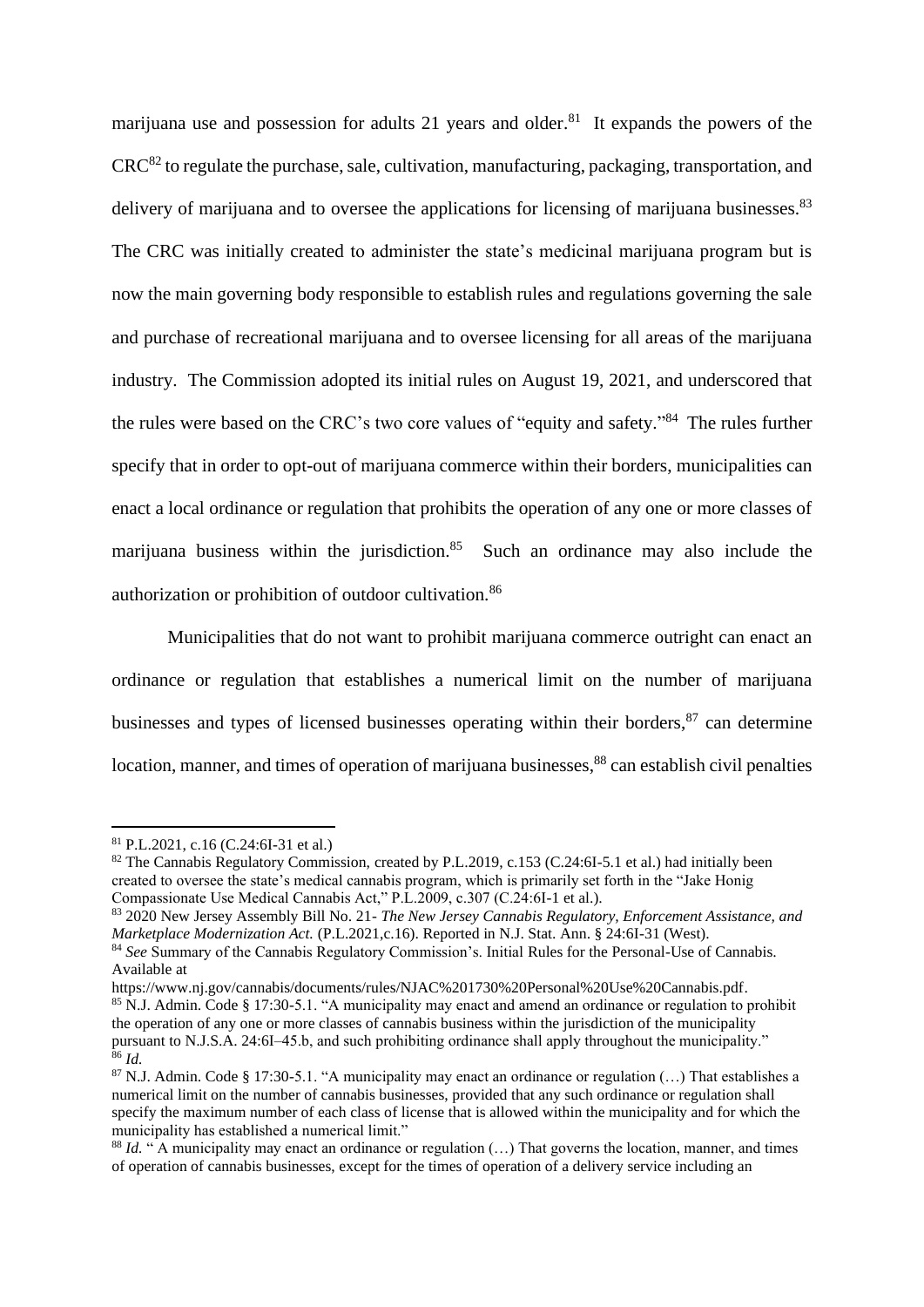marijuana use and possession for adults 21 years and older.[81] It expands the powers of the CRC[82] to regulate the purchase, sale, cultivation, manufacturing, packaging, transportation, and delivery of marijuana and to oversee the applications for licensing of marijuana businesses.[83] The CRC was initially created to administer the state's medicinal marijuana program but is now the main governing body responsible to establish rules and regulations governing the sale and purchase of recreational marijuana and to oversee licensing for all areas of the marijuana industry. The Commission adopted its initial rules on August 19, 2021, and underscored that the rules were based on the CRC's two core values of "equity and safety."[84] The rules further specify that in order to opt-out of marijuana commerce within their borders, municipalities can enact a local ordinance or regulation that prohibits the operation of any one or more classes of marijuana business within the jurisdiction.[85] Such an ordinance may also include the authorization or prohibition of outdoor cultivation.[86]

Municipalities that do not want to prohibit marijuana commerce outright can enact an ordinance or regulation that establishes a numerical limit on the number of marijuana businesses and types of licensed businesses operating within their borders,[87] can determine location, manner, and times of operation of marijuana businesses,[88] can establish civil penalties

---

[81] P.L.2021, c.16 (C.24:6I-31 et al.)

[82] The Cannabis Regulatory Commission, created by P.L.2019, c.153 (C.24:6I-5.1 et al.) had initially been created to oversee the state's medical cannabis program, which is primarily set forth in the "Jake Honig Compassionate Use Medical Cannabis Act," P.L.2009, c.307 (C.24:6I-1 et al.).

[83] 2020 New Jersey Assembly Bill No. 21- *The New Jersey Cannabis Regulatory, Enforcement Assistance, and Marketplace Modernization Act.* (P.L.2021,c.16). Reported in N.J. Stat. Ann. § 24:6I-31 (West).

[84] *See* Summary of the Cannabis Regulatory Commission's. Initial Rules for the Personal-Use of Cannabis. Available at https://www.nj.gov/cannabis/documents/rules/NJAC%201730%20Personal%20Use%20Cannabis.pdf.

[85] N.J. Admin. Code § 17:30-5.1. "A municipality may enact and amend an ordinance or regulation to prohibit the operation of any one or more classes of cannabis business within the jurisdiction of the municipality pursuant to N.J.S.A. 24:6I–45.b, and such prohibiting ordinance shall apply throughout the municipality."

[86] *Id.*

[87] N.J. Admin. Code § 17:30-5.1. "A municipality may enact an ordinance or regulation (…) That establishes a numerical limit on the number of cannabis businesses, provided that any such ordinance or regulation shall specify the maximum number of each class of license that is allowed within the municipality and for which the municipality has established a numerical limit."

[88] *Id.* " A municipality may enact an ordinance or regulation (…) That governs the location, manner, and times of operation of cannabis businesses, except for the times of operation of a delivery service including an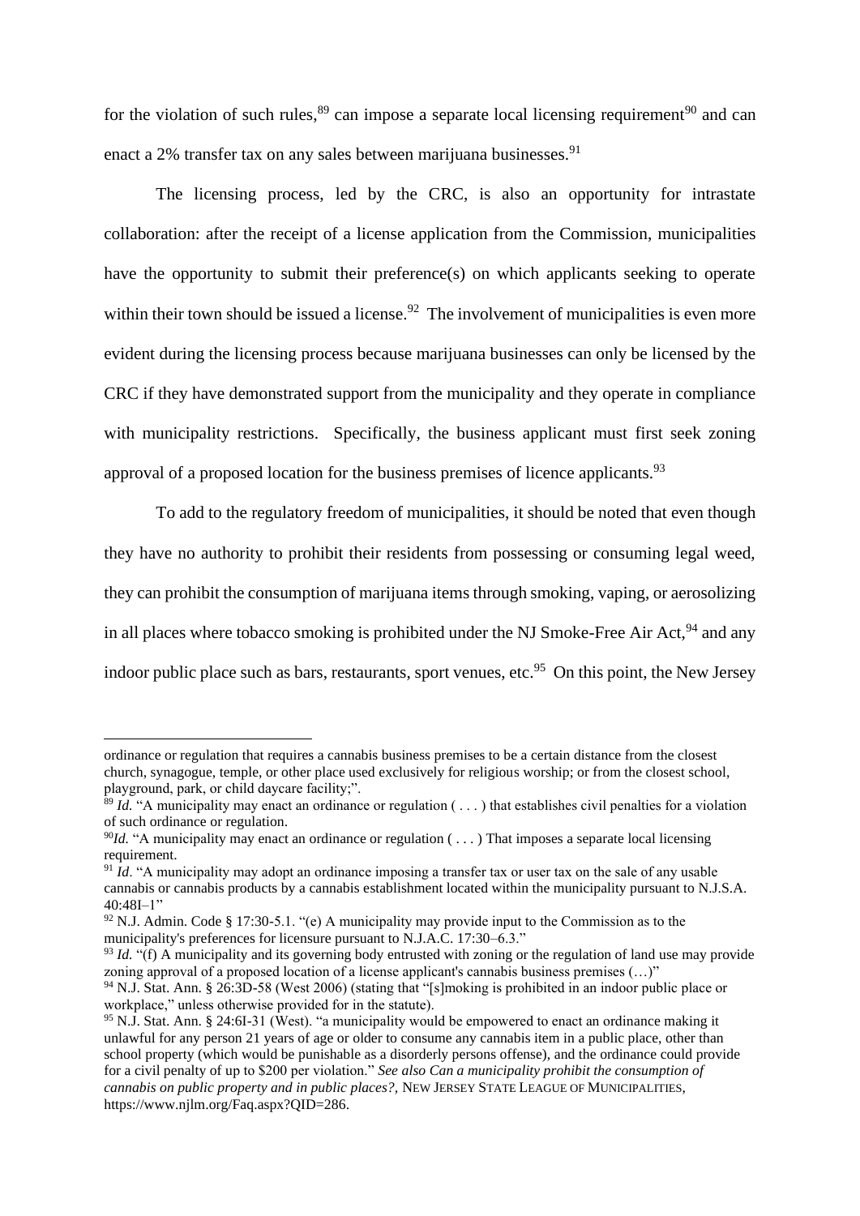for the violation of such rules,[89] can impose a separate local licensing requirement[90] and can enact a 2% transfer tax on any sales between marijuana businesses.[91]

The licensing process, led by the CRC, is also an opportunity for intrastate collaboration: after the receipt of a license application from the Commission, municipalities have the opportunity to submit their preference(s) on which applicants seeking to operate within their town should be issued a license.[92] The involvement of municipalities is even more evident during the licensing process because marijuana businesses can only be licensed by the CRC if they have demonstrated support from the municipality and they operate in compliance with municipality restrictions. Specifically, the business applicant must first seek zoning approval of a proposed location for the business premises of licence applicants.[93]

To add to the regulatory freedom of municipalities, it should be noted that even though they have no authority to prohibit their residents from possessing or consuming legal weed, they can prohibit the consumption of marijuana items through smoking, vaping, or aerosolizing in all places where tobacco smoking is prohibited under the NJ Smoke-Free Air Act,[94] and any indoor public place such as bars, restaurants, sport venues, etc.[95] On this point, the New Jersey

---

ordinance or regulation that requires a cannabis business premises to be a certain distance from the closest church, synagogue, temple, or other place used exclusively for religious worship; or from the closest school, playground, park, or child daycare facility;".

[89] *Id.* "A municipality may enact an ordinance or regulation ( . . . ) that establishes civil penalties for a violation of such ordinance or regulation.

[90] *Id*. "A municipality may enact an ordinance or regulation ( . . . ) That imposes a separate local licensing requirement.

[91] *Id*. "A municipality may adopt an ordinance imposing a transfer tax or user tax on the sale of any usable cannabis or cannabis products by a cannabis establishment located within the municipality pursuant to N.J.S.A. 40:48I–1"

[92] N.J. Admin. Code § 17:30-5.1. "(e) A municipality may provide input to the Commission as to the municipality's preferences for licensure pursuant to N.J.A.C. 17:30–6.3."

[93] *Id.* "(f) A municipality and its governing body entrusted with zoning or the regulation of land use may provide zoning approval of a proposed location of a license applicant's cannabis business premises (…)"

[94] N.J. Stat. Ann. § 26:3D-58 (West 2006) (stating that "[s]moking is prohibited in an indoor public place or workplace," unless otherwise provided for in the statute).

[95] N.J. Stat. Ann. § 24:6I-31 (West). "a municipality would be empowered to enact an ordinance making it unlawful for any person 21 years of age or older to consume any cannabis item in a public place, other than school property (which would be punishable as a disorderly persons offense), and the ordinance could provide for a civil penalty of up to $200 per violation." *See also Can a municipality prohibit the consumption of cannabis on public property and in public places?*, NEW JERSEY STATE LEAGUE OF MUNICIPALITIES, https://www.njlm.org/Faq.aspx?QID=286.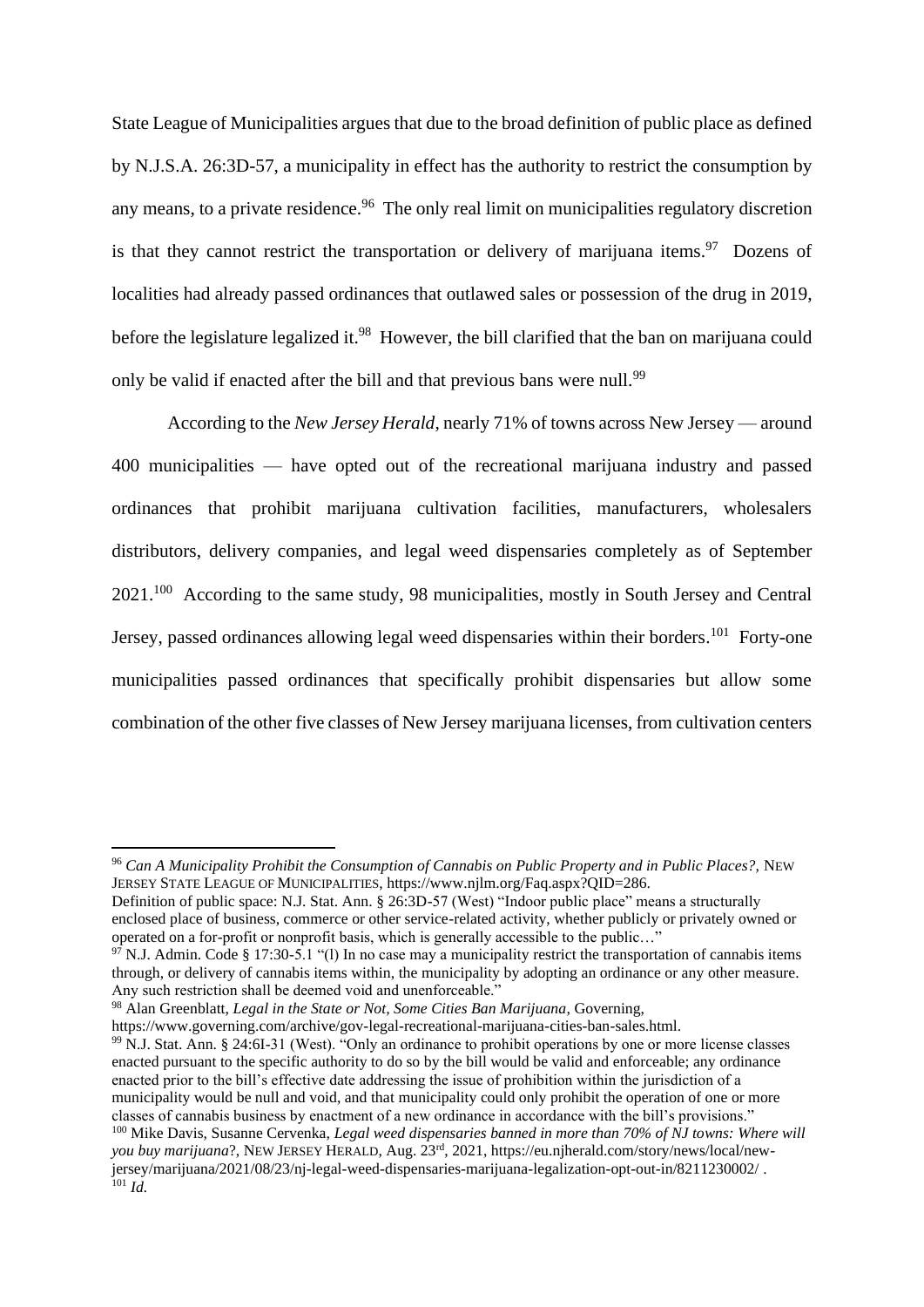State League of Municipalities argues that due to the broad definition of public place as defined by N.J.S.A. 26:3D-57, a municipality in effect has the authority to restrict the consumption by any means, to a private residence.[96] The only real limit on municipalities regulatory discretion is that they cannot restrict the transportation or delivery of marijuana items.[97] Dozens of localities had already passed ordinances that outlawed sales or possession of the drug in 2019, before the legislature legalized it.[98] However, the bill clarified that the ban on marijuana could only be valid if enacted after the bill and that previous bans were null.[99]

According to the *New Jersey Herald*, nearly 71% of towns across New Jersey — around 400 municipalities — have opted out of the recreational marijuana industry and passed ordinances that prohibit marijuana cultivation facilities, manufacturers, wholesalers distributors, delivery companies, and legal weed dispensaries completely as of September 2021.[100] According to the same study, 98 municipalities, mostly in South Jersey and Central Jersey, passed ordinances allowing legal weed dispensaries within their borders.[101] Forty-one municipalities passed ordinances that specifically prohibit dispensaries but allow some combination of the other five classes of New Jersey marijuana licenses, from cultivation centers

---

[96] *Can A Municipality Prohibit the Consumption of Cannabis on Public Property and in Public Places?,* NEW JERSEY STATE LEAGUE OF MUNICIPALITIES, https://www.njlm.org/Faq.aspx?QID=286.
Definition of public space: N.J. Stat. Ann. § 26:3D-57 (West) "Indoor public place" means a structurally enclosed place of business, commerce or other service-related activity, whether publicly or privately owned or operated on a for-profit or nonprofit basis, which is generally accessible to the public…"

[97] N.J. Admin. Code § 17:30-5.1 "(l) In no case may a municipality restrict the transportation of cannabis items through, or delivery of cannabis items within, the municipality by adopting an ordinance or any other measure. Any such restriction shall be deemed void and unenforceable."

[98] Alan Greenblatt, *Legal in the State or Not, Some Cities Ban Marijuana*, Governing, https://www.governing.com/archive/gov-legal-recreational-marijuana-cities-ban-sales.html.

[99] N.J. Stat. Ann. § 24:6I-31 (West). "Only an ordinance to prohibit operations by one or more license classes enacted pursuant to the specific authority to do so by the bill would be valid and enforceable; any ordinance enacted prior to the bill's effective date addressing the issue of prohibition within the jurisdiction of a municipality would be null and void, and that municipality could only prohibit the operation of one or more classes of cannabis business by enactment of a new ordinance in accordance with the bill's provisions."

[100] Mike Davis, Susanne Cervenka, *Legal weed dispensaries banned in more than 70% of NJ towns: Where will you buy marijuana*?, NEW JERSEY HERALD, Aug. 23rd, 2021, https://eu.njherald.com/story/news/local/new-jersey/marijuana/2021/08/23/nj-legal-weed-dispensaries-marijuana-legalization-opt-out-in/8211230002/ .

[101] *Id.*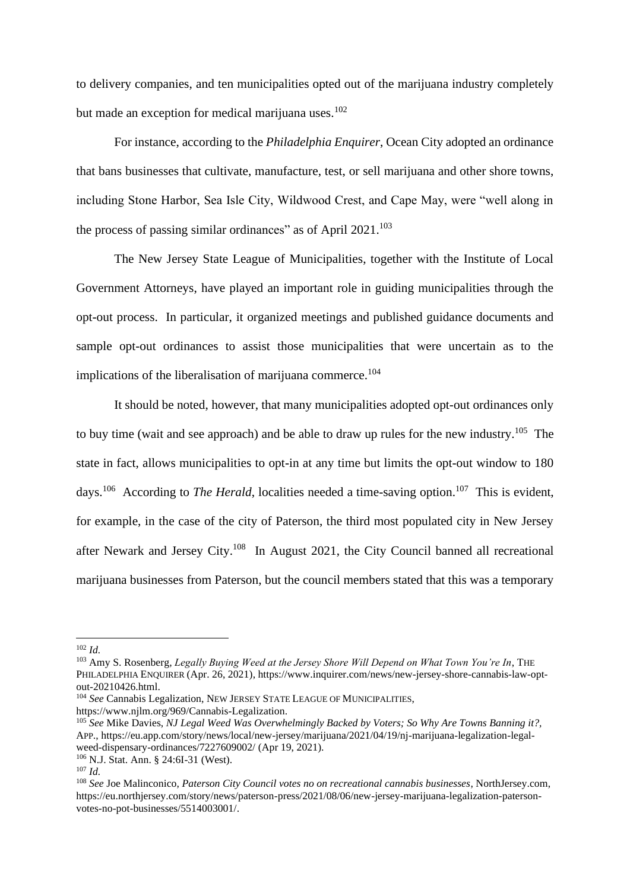to delivery companies, and ten municipalities opted out of the marijuana industry completely but made an exception for medical marijuana uses.[102]

For instance, according to the *Philadelphia Enquirer*, Ocean City adopted an ordinance that bans businesses that cultivate, manufacture, test, or sell marijuana and other shore towns, including Stone Harbor, Sea Isle City, Wildwood Crest, and Cape May, were "well along in the process of passing similar ordinances" as of April 2021.[103]

The New Jersey State League of Municipalities, together with the Institute of Local Government Attorneys, have played an important role in guiding municipalities through the opt-out process. In particular, it organized meetings and published guidance documents and sample opt-out ordinances to assist those municipalities that were uncertain as to the implications of the liberalisation of marijuana commerce.[104]

It should be noted, however, that many municipalities adopted opt-out ordinances only to buy time (wait and see approach) and be able to draw up rules for the new industry.[105] The state in fact, allows municipalities to opt-in at any time but limits the opt-out window to 180 days.[106] According to *The Herald*, localities needed a time-saving option.[107] This is evident, for example, in the case of the city of Paterson, the third most populated city in New Jersey after Newark and Jersey City.[108] In August 2021, the City Council banned all recreational marijuana businesses from Paterson, but the council members stated that this was a temporary

---

[102] *Id.*

[103] Amy S. Rosenberg, *Legally Buying Weed at the Jersey Shore Will Depend on What Town You're In*, THE PHILADELPHIA ENQUIRER (Apr. 26, 2021), https://www.inquirer.com/news/new-jersey-shore-cannabis-law-opt-out-20210426.html.

[104] *See* Cannabis Legalization, NEW JERSEY STATE LEAGUE OF MUNICIPALITIES, https://www.njlm.org/969/Cannabis-Legalization.

[105] *See* Mike Davies, *NJ Legal Weed Was Overwhelmingly Backed by Voters; So Why Are Towns Banning it?*, APP., https://eu.app.com/story/news/local/new-jersey/marijuana/2021/04/19/nj-marijuana-legalization-legal-weed-dispensary-ordinances/7227609002/ (Apr 19, 2021).

[106] N.J. Stat. Ann. § 24:6I-31 (West).

[107] *Id.*

[108] *See* Joe Malinconico, *Paterson City Council votes no on recreational cannabis businesses*, NorthJersey.com, https://eu.northjersey.com/story/news/paterson-press/2021/08/06/new-jersey-marijuana-legalization-paterson-votes-no-pot-businesses/5514003001/.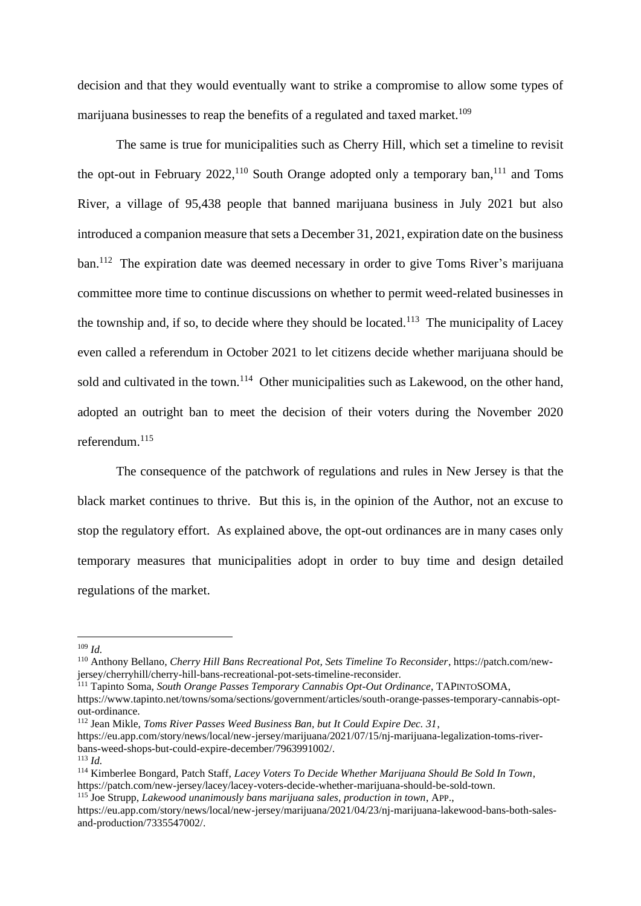decision and that they would eventually want to strike a compromise to allow some types of marijuana businesses to reap the benefits of a regulated and taxed market.[109]

The same is true for municipalities such as Cherry Hill, which set a timeline to revisit the opt-out in February 2022,[110] South Orange adopted only a temporary ban,[111] and Toms River, a village of 95,438 people that banned marijuana business in July 2021 but also introduced a companion measure that sets a December 31, 2021, expiration date on the business ban.[112] The expiration date was deemed necessary in order to give Toms River's marijuana committee more time to continue discussions on whether to permit weed-related businesses in the township and, if so, to decide where they should be located.[113] The municipality of Lacey even called a referendum in October 2021 to let citizens decide whether marijuana should be sold and cultivated in the town.[114] Other municipalities such as Lakewood, on the other hand, adopted an outright ban to meet the decision of their voters during the November 2020 referendum.[115]

The consequence of the patchwork of regulations and rules in New Jersey is that the black market continues to thrive. But this is, in the opinion of the Author, not an excuse to stop the regulatory effort. As explained above, the opt-out ordinances are in many cases only temporary measures that municipalities adopt in order to buy time and design detailed regulations of the market.

---

[109] *Id.*

[110] Anthony Bellano, *Cherry Hill Bans Recreational Pot, Sets Timeline To Reconsider*, https://patch.com/new-jersey/cherryhill/cherry-hill-bans-recreational-pot-sets-timeline-reconsider.

[111] Tapinto Soma, *South Orange Passes Temporary Cannabis Opt-Out Ordinance*, TAPINTOSOMA, https://www.tapinto.net/towns/soma/sections/government/articles/south-orange-passes-temporary-cannabis-opt-out-ordinance.

[112] Jean Mikle, *Toms River Passes Weed Business Ban, but It Could Expire Dec. 31*, https://eu.app.com/story/news/local/new-jersey/marijuana/2021/07/15/nj-marijuana-legalization-toms-river-bans-weed-shops-but-could-expire-december/7963991002/.

[113] *Id.*

[114] Kimberlee Bongard, Patch Staff, *Lacey Voters To Decide Whether Marijuana Should Be Sold In Town*, https://patch.com/new-jersey/lacey/lacey-voters-decide-whether-marijuana-should-be-sold-town.

[115] Joe Strupp, *Lakewood unanimously bans marijuana sales, production in town*, APP., https://eu.app.com/story/news/local/new-jersey/marijuana/2021/04/23/nj-marijuana-lakewood-bans-both-sales-and-production/7335547002/.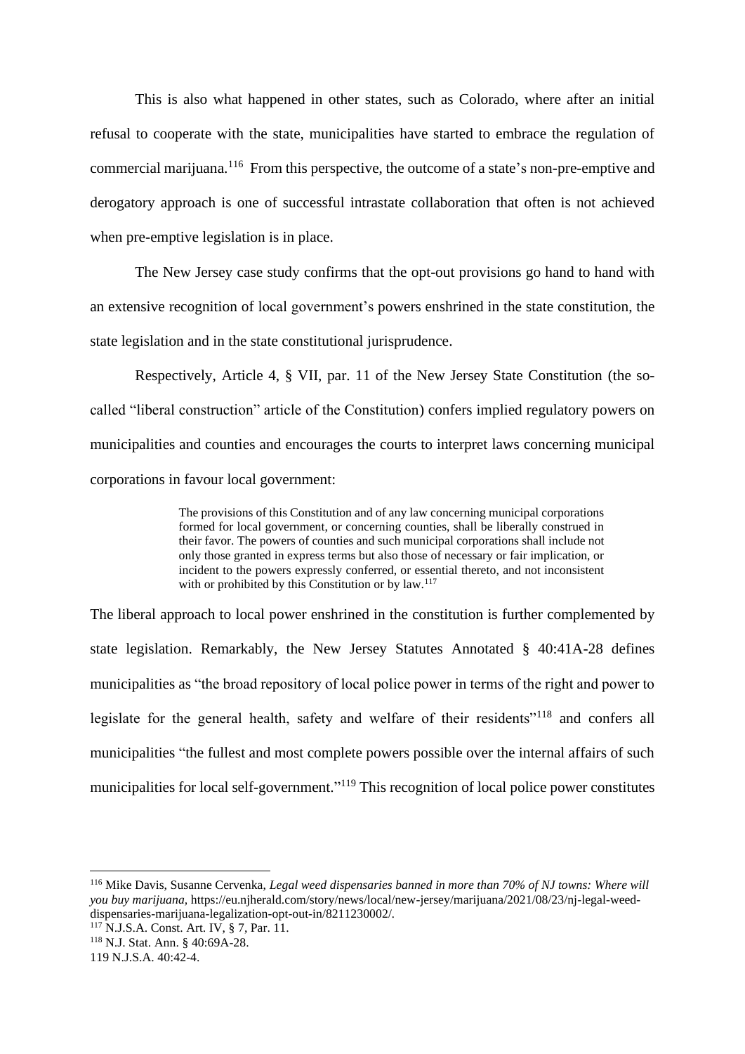This is also what happened in other states, such as Colorado, where after an initial refusal to cooperate with the state, municipalities have started to embrace the regulation of commercial marijuana.[116] From this perspective, the outcome of a state's non-pre-emptive and derogatory approach is one of successful intrastate collaboration that often is not achieved when pre-emptive legislation is in place.

The New Jersey case study confirms that the opt-out provisions go hand to hand with an extensive recognition of local government's powers enshrined in the state constitution, the state legislation and in the state constitutional jurisprudence.

Respectively, Article 4, § VII, par. 11 of the New Jersey State Constitution (the so-called "liberal construction" article of the Constitution) confers implied regulatory powers on municipalities and counties and encourages the courts to interpret laws concerning municipal corporations in favour local government:

> The provisions of this Constitution and of any law concerning municipal corporations formed for local government, or concerning counties, shall be liberally construed in their favor. The powers of counties and such municipal corporations shall include not only those granted in express terms but also those of necessary or fair implication, or incident to the powers expressly conferred, or essential thereto, and not inconsistent with or prohibited by this Constitution or by law.[117]

The liberal approach to local power enshrined in the constitution is further complemented by state legislation. Remarkably, the New Jersey Statutes Annotated § 40:41A-28 defines municipalities as "the broad repository of local police power in terms of the right and power to legislate for the general health, safety and welfare of their residents"[118] and confers all municipalities "the fullest and most complete powers possible over the internal affairs of such municipalities for local self-government."[119] This recognition of local police power constitutes

---

[116] Mike Davis, Susanne Cervenka, *Legal weed dispensaries banned in more than 70% of NJ towns: Where will you buy marijuana*, https://eu.njherald.com/story/news/local/new-jersey/marijuana/2021/08/23/nj-legal-weed-dispensaries-marijuana-legalization-opt-out-in/8211230002/.

[117] N.J.S.A. Const. Art. IV, § 7, Par. 11.

[118] N.J. Stat. Ann. § 40:69A-28.

119 N.J.S.A. 40:42-4.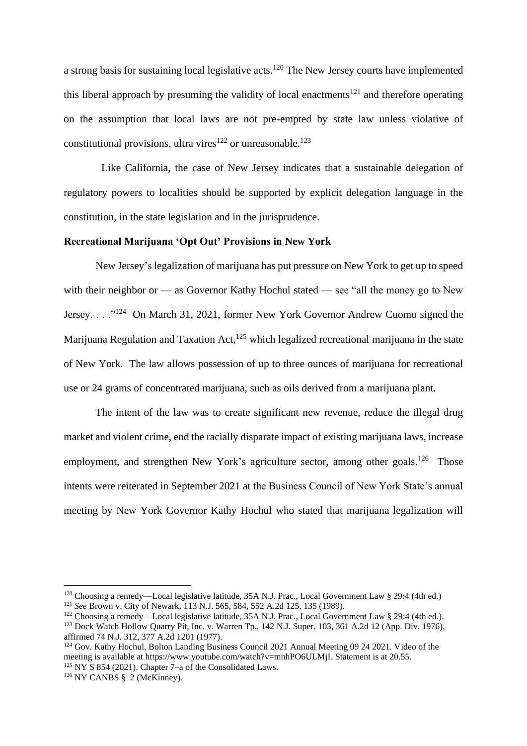a strong basis for sustaining local legislative acts.[120] The New Jersey courts have implemented this liberal approach by presuming the validity of local enactments[121] and therefore operating on the assumption that local laws are not pre-empted by state law unless violative of constitutional provisions, ultra vires[122] or unreasonable.[123]

Like California, the case of New Jersey indicates that a sustainable delegation of regulatory powers to localities should be supported by explicit delegation language in the constitution, in the state legislation and in the jurisprudence.

**Recreational Marijuana 'Opt Out' Provisions in New York**

New Jersey's legalization of marijuana has put pressure on New York to get up to speed with their neighbor or — as Governor Kathy Hochul stated — see "all the money go to New Jersey. . . ."[124] On March 31, 2021, former New York Governor Andrew Cuomo signed the Marijuana Regulation and Taxation Act,[125] which legalized recreational marijuana in the state of New York. The law allows possession of up to three ounces of marijuana for recreational use or 24 grams of concentrated marijuana, such as oils derived from a marijuana plant.

The intent of the law was to create significant new revenue, reduce the illegal drug market and violent crime, end the racially disparate impact of existing marijuana laws, increase employment, and strengthen New York's agriculture sector, among other goals.[126] Those intents were reiterated in September 2021 at the Business Council of New York State's annual meeting by New York Governor Kathy Hochul who stated that marijuana legalization will

---

[120] Choosing a remedy—Local legislative latitude, 35A N.J. Prac., Local Government Law § 29:4 (4th ed.)

[121] *See* Brown v. City of Newark, 113 N.J. 565, 584, 552 A.2d 125, 135 (1989).

[122] Choosing a remedy—Local legislative latitude, 35A N.J. Prac., Local Government Law § 29:4 (4th ed.).

[123] Dock Watch Hollow Quarry Pit, Inc. v. Warren Tp., 142 N.J. Super. 103, 361 A.2d 12 (App. Div. 1976), affirmed 74 N.J. 312, 377 A.2d 1201 (1977).

[124] Gov. Kathy Hochul, Bolton Landing Business Council 2021 Annual Meeting 09 24 2021. Video of the meeting is available at https://www.youtube.com/watch?v=mnhPO6ULMjI. Statement is at 20.55.

[125] NY S 854 (2021). Chapter 7–a of the Consolidated Laws.

[126] NY CANBS § 2 (McKinney).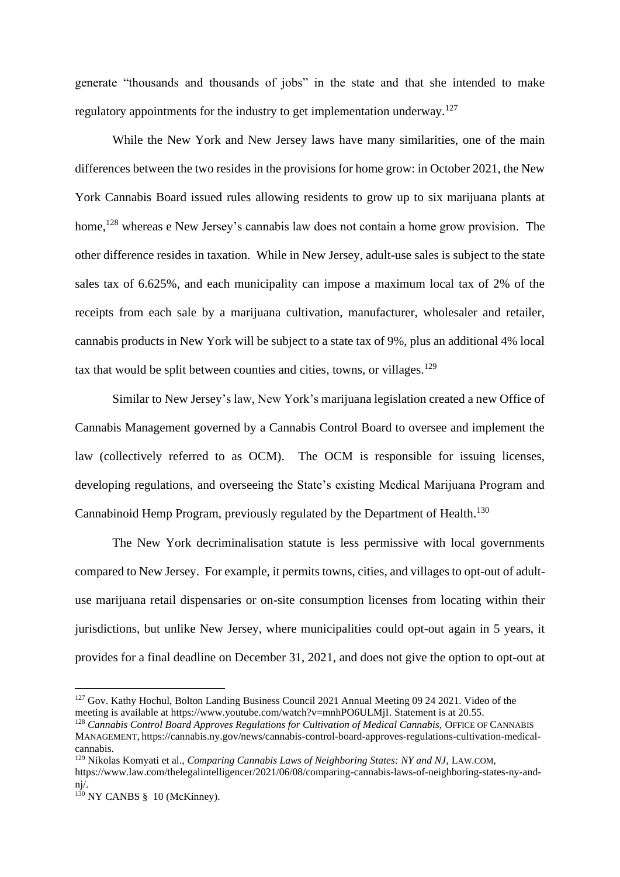generate "thousands and thousands of jobs" in the state and that she intended to make regulatory appointments for the industry to get implementation underway.[127]

While the New York and New Jersey laws have many similarities, one of the main differences between the two resides in the provisions for home grow: in October 2021, the New York Cannabis Board issued rules allowing residents to grow up to six marijuana plants at home,[128] whereas e New Jersey's cannabis law does not contain a home grow provision. The other difference resides in taxation. While in New Jersey, adult-use sales is subject to the state sales tax of 6.625%, and each municipality can impose a maximum local tax of 2% of the receipts from each sale by a marijuana cultivation, manufacturer, wholesaler and retailer, cannabis products in New York will be subject to a state tax of 9%, plus an additional 4% local tax that would be split between counties and cities, towns, or villages.[129]

Similar to New Jersey's law, New York's marijuana legislation created a new Office of Cannabis Management governed by a Cannabis Control Board to oversee and implement the law (collectively referred to as OCM). The OCM is responsible for issuing licenses, developing regulations, and overseeing the State's existing Medical Marijuana Program and Cannabinoid Hemp Program, previously regulated by the Department of Health.[130]

The New York decriminalisation statute is less permissive with local governments compared to New Jersey. For example, it permits towns, cities, and villages to opt-out of adult-use marijuana retail dispensaries or on-site consumption licenses from locating within their jurisdictions, but unlike New Jersey, where municipalities could opt-out again in 5 years, it provides for a final deadline on December 31, 2021, and does not give the option to opt-out at

---

[127] Gov. Kathy Hochul, Bolton Landing Business Council 2021 Annual Meeting 09 24 2021. Video of the meeting is available at https://www.youtube.com/watch?v=mnhPO6ULMjI. Statement is at 20.55.

[128] *Cannabis Control Board Approves Regulations for Cultivation of Medical Cannabis*, OFFICE OF CANNABIS MANAGEMENT, https://cannabis.ny.gov/news/cannabis-control-board-approves-regulations-cultivation-medical-cannabis.

[129] Nikolas Komyati et al., *Comparing Cannabis Laws of Neighboring States: NY and NJ*, LAW.COM, https://www.law.com/thelegalintelligencer/2021/06/08/comparing-cannabis-laws-of-neighboring-states-ny-and-nj/.

[130] NY CANBS § 10 (McKinney).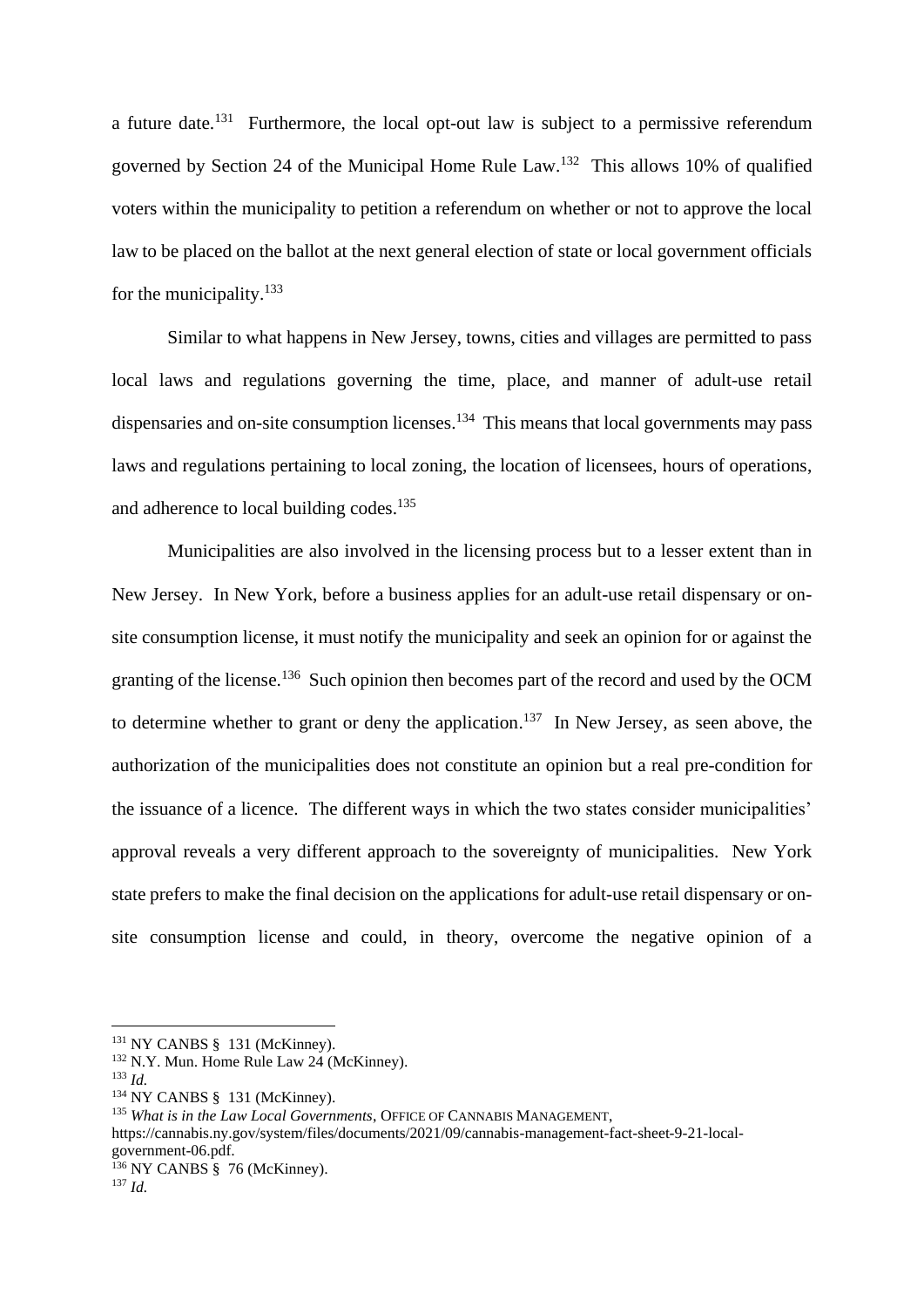a future date.[131] Furthermore, the local opt-out law is subject to a permissive referendum governed by Section 24 of the Municipal Home Rule Law.[132] This allows 10% of qualified voters within the municipality to petition a referendum on whether or not to approve the local law to be placed on the ballot at the next general election of state or local government officials for the municipality.[133]

Similar to what happens in New Jersey, towns, cities and villages are permitted to pass local laws and regulations governing the time, place, and manner of adult-use retail dispensaries and on-site consumption licenses.[134] This means that local governments may pass laws and regulations pertaining to local zoning, the location of licensees, hours of operations, and adherence to local building codes.[135]

Municipalities are also involved in the licensing process but to a lesser extent than in New Jersey. In New York, before a business applies for an adult-use retail dispensary or on-site consumption license, it must notify the municipality and seek an opinion for or against the granting of the license.[136] Such opinion then becomes part of the record and used by the OCM to determine whether to grant or deny the application.[137] In New Jersey, as seen above, the authorization of the municipalities does not constitute an opinion but a real pre-condition for the issuance of a licence. The different ways in which the two states consider municipalities' approval reveals a very different approach to the sovereignty of municipalities. New York state prefers to make the final decision on the applications for adult-use retail dispensary or on-site consumption license and could, in theory, overcome the negative opinion of a

---

[131] NY CANBS § 131 (McKinney).

[132] N.Y. Mun. Home Rule Law 24 (McKinney).

[133] *Id.*

[134] NY CANBS § 131 (McKinney).

[135] *What is in the Law Local Governments*, OFFICE OF CANNABIS MANAGEMENT, https://cannabis.ny.gov/system/files/documents/2021/09/cannabis-management-fact-sheet-9-21-local-government-06.pdf.

[136] NY CANBS § 76 (McKinney).

[137] *Id.*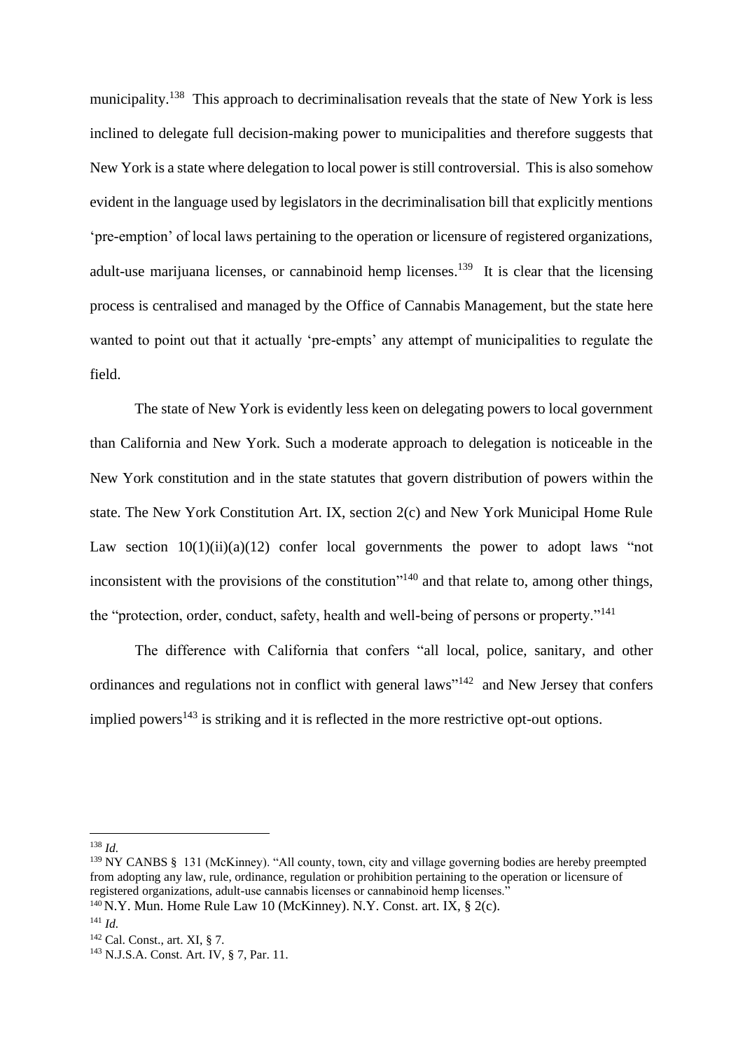municipality.[138] This approach to decriminalisation reveals that the state of New York is less inclined to delegate full decision-making power to municipalities and therefore suggests that New York is a state where delegation to local power is still controversial. This is also somehow evident in the language used by legislators in the decriminalisation bill that explicitly mentions 'pre-emption' of local laws pertaining to the operation or licensure of registered organizations, adult-use marijuana licenses, or cannabinoid hemp licenses.[139] It is clear that the licensing process is centralised and managed by the Office of Cannabis Management, but the state here wanted to point out that it actually 'pre-empts' any attempt of municipalities to regulate the field.

The state of New York is evidently less keen on delegating powers to local government than California and New York. Such a moderate approach to delegation is noticeable in the New York constitution and in the state statutes that govern distribution of powers within the state. The New York Constitution Art. IX, section 2(c) and New York Municipal Home Rule Law section 10(1)(ii)(a)(12) confer local governments the power to adopt laws "not inconsistent with the provisions of the constitution"[140] and that relate to, among other things, the "protection, order, conduct, safety, health and well-being of persons or property."[141]

The difference with California that confers "all local, police, sanitary, and other ordinances and regulations not in conflict with general laws"[142] and New Jersey that confers implied powers[143] is striking and it is reflected in the more restrictive opt-out options.

---

[138] *Id.*

[139] NY CANBS § 131 (McKinney). "All county, town, city and village governing bodies are hereby preempted from adopting any law, rule, ordinance, regulation or prohibition pertaining to the operation or licensure of registered organizations, adult-use cannabis licenses or cannabinoid hemp licenses."

[140] N.Y. Mun. Home Rule Law 10 (McKinney). N.Y. Const. art. IX, § 2(c).

[141] *Id.*

[142] Cal. Const., art. XI, § 7.

[143] N.J.S.A. Const. Art. IV, § 7, Par. 11.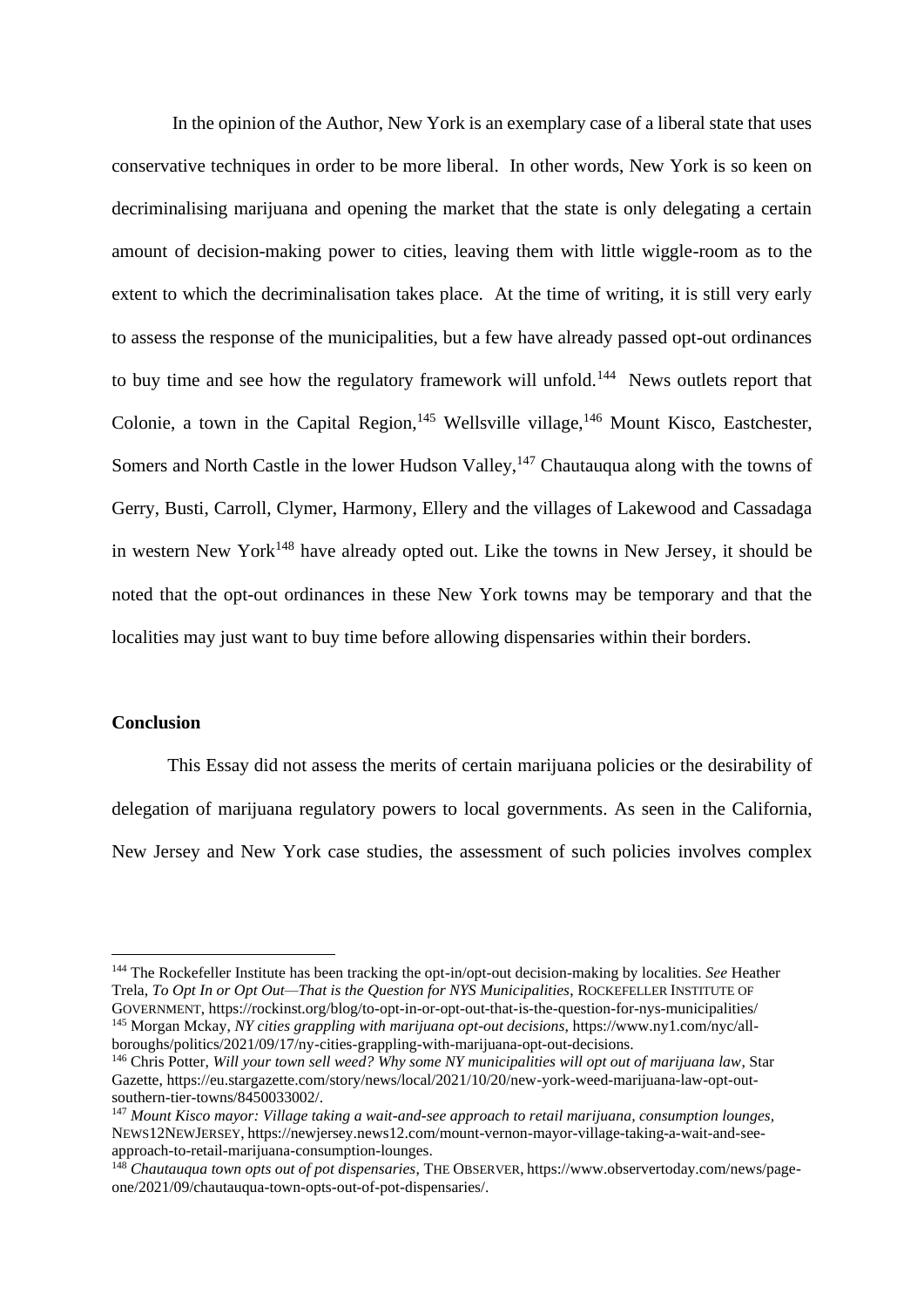In the opinion of the Author, New York is an exemplary case of a liberal state that uses conservative techniques in order to be more liberal. In other words, New York is so keen on decriminalising marijuana and opening the market that the state is only delegating a certain amount of decision-making power to cities, leaving them with little wiggle-room as to the extent to which the decriminalisation takes place. At the time of writing, it is still very early to assess the response of the municipalities, but a few have already passed opt-out ordinances to buy time and see how the regulatory framework will unfold.[144] News outlets report that Colonie, a town in the Capital Region,[145] Wellsville village,[146] Mount Kisco, Eastchester, Somers and North Castle in the lower Hudson Valley,[147] Chautauqua along with the towns of Gerry, Busti, Carroll, Clymer, Harmony, Ellery and the villages of Lakewood and Cassadaga in western New York[148] have already opted out. Like the towns in New Jersey, it should be noted that the opt-out ordinances in these New York towns may be temporary and that the localities may just want to buy time before allowing dispensaries within their borders.

**Conclusion**

This Essay did not assess the merits of certain marijuana policies or the desirability of delegation of marijuana regulatory powers to local governments. As seen in the California, New Jersey and New York case studies, the assessment of such policies involves complex

---

[144] The Rockefeller Institute has been tracking the opt-in/opt-out decision-making by localities. *See* Heather Trela, *To Opt In or Opt Out—That is the Question for NYS Municipalities*, ROCKEFELLER INSTITUTE OF GOVERNMENT, https://rockinst.org/blog/to-opt-in-or-opt-out-that-is-the-question-for-nys-municipalities/

[145] Morgan Mckay, *NY cities grappling with marijuana opt-out decisions*, https://www.ny1.com/nyc/all-boroughs/politics/2021/09/17/ny-cities-grappling-with-marijuana-opt-out-decisions.

[146] Chris Potter, *Will your town sell weed? Why some NY municipalities will opt out of marijuana law*, Star Gazette, https://eu.stargazette.com/story/news/local/2021/10/20/new-york-weed-marijuana-law-opt-out-southern-tier-towns/8450033002/.

[147] *Mount Kisco mayor: Village taking a wait-and-see approach to retail marijuana, consumption lounges*, NEWS12NEWJERSEY, https://newjersey.news12.com/mount-vernon-mayor-village-taking-a-wait-and-see-approach-to-retail-marijuana-consumption-lounges.

[148] *Chautauqua town opts out of pot dispensaries*, THE OBSERVER, https://www.observertoday.com/news/page-one/2021/09/chautauqua-town-opts-out-of-pot-dispensaries/.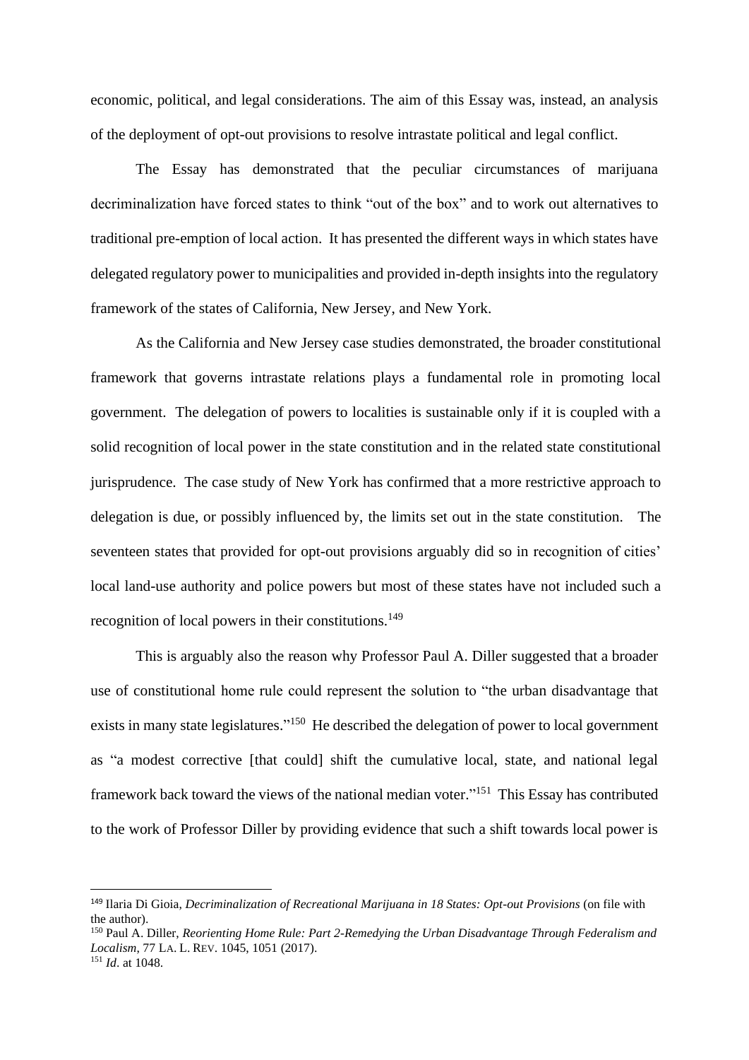economic, political, and legal considerations. The aim of this Essay was, instead, an analysis of the deployment of opt-out provisions to resolve intrastate political and legal conflict.

The Essay has demonstrated that the peculiar circumstances of marijuana decriminalization have forced states to think "out of the box" and to work out alternatives to traditional pre-emption of local action. It has presented the different ways in which states have delegated regulatory power to municipalities and provided in-depth insights into the regulatory framework of the states of California, New Jersey, and New York.

As the California and New Jersey case studies demonstrated, the broader constitutional framework that governs intrastate relations plays a fundamental role in promoting local government. The delegation of powers to localities is sustainable only if it is coupled with a solid recognition of local power in the state constitution and in the related state constitutional jurisprudence. The case study of New York has confirmed that a more restrictive approach to delegation is due, or possibly influenced by, the limits set out in the state constitution. The seventeen states that provided for opt-out provisions arguably did so in recognition of cities' local land-use authority and police powers but most of these states have not included such a recognition of local powers in their constitutions.[149]

This is arguably also the reason why Professor Paul A. Diller suggested that a broader use of constitutional home rule could represent the solution to "the urban disadvantage that exists in many state legislatures."[150] He described the delegation of power to local government as "a modest corrective [that could] shift the cumulative local, state, and national legal framework back toward the views of the national median voter."[151] This Essay has contributed to the work of Professor Diller by providing evidence that such a shift towards local power is

---

[149] Ilaria Di Gioia, *Decriminalization of Recreational Marijuana in 18 States: Opt-out Provisions* (on file with the author).

[150] Paul A. Diller, *Reorienting Home Rule: Part 2-Remedying the Urban Disadvantage Through Federalism and Localism*, 77 LA. L. REV. 1045, 1051 (2017).

[151] *Id*. at 1048.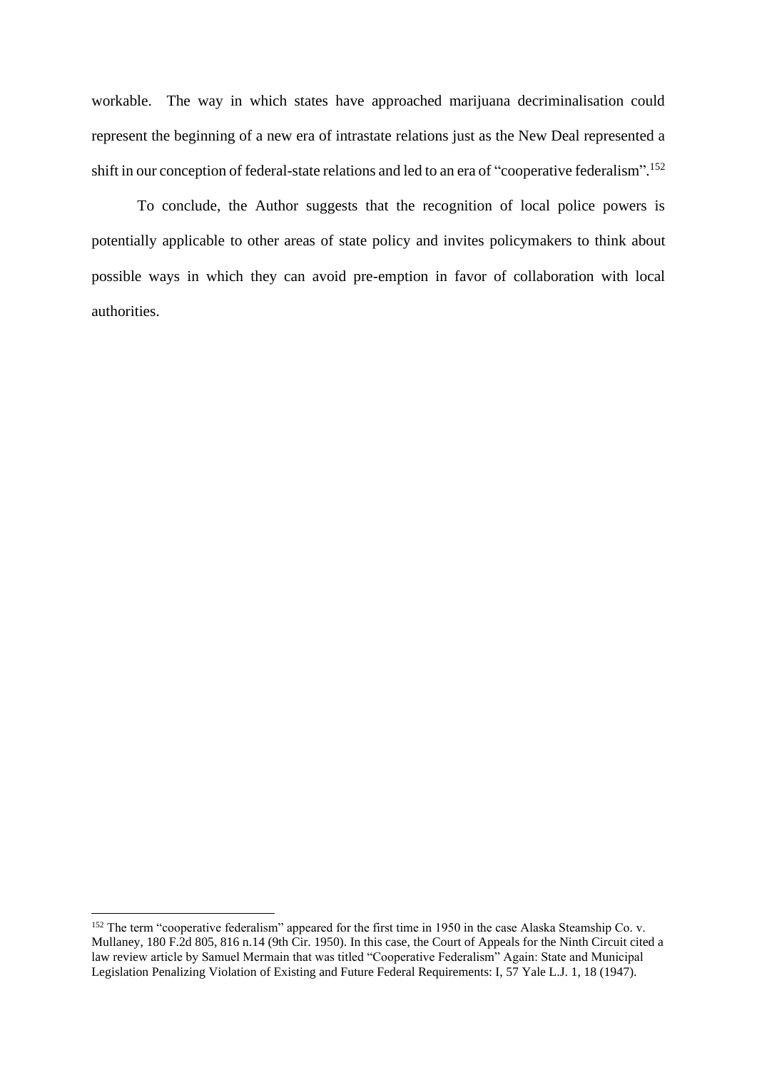workable. The way in which states have approached marijuana decriminalisation could represent the beginning of a new era of intrastate relations just as the New Deal represented a shift in our conception of federal-state relations and led to an era of "cooperative federalism".[152]

To conclude, the Author suggests that the recognition of local police powers is potentially applicable to other areas of state policy and invites policymakers to think about possible ways in which they can avoid pre-emption in favor of collaboration with local authorities.

---

[152] The term "cooperative federalism" appeared for the first time in 1950 in the case Alaska Steamship Co. v. Mullaney, 180 F.2d 805, 816 n.14 (9th Cir. 1950). In this case, the Court of Appeals for the Ninth Circuit cited a law review article by Samuel Mermain that was titled "Cooperative Federalism" Again: State and Municipal Legislation Penalizing Violation of Existing and Future Federal Requirements: I, 57 Yale L.J. 1, 18 (1947).